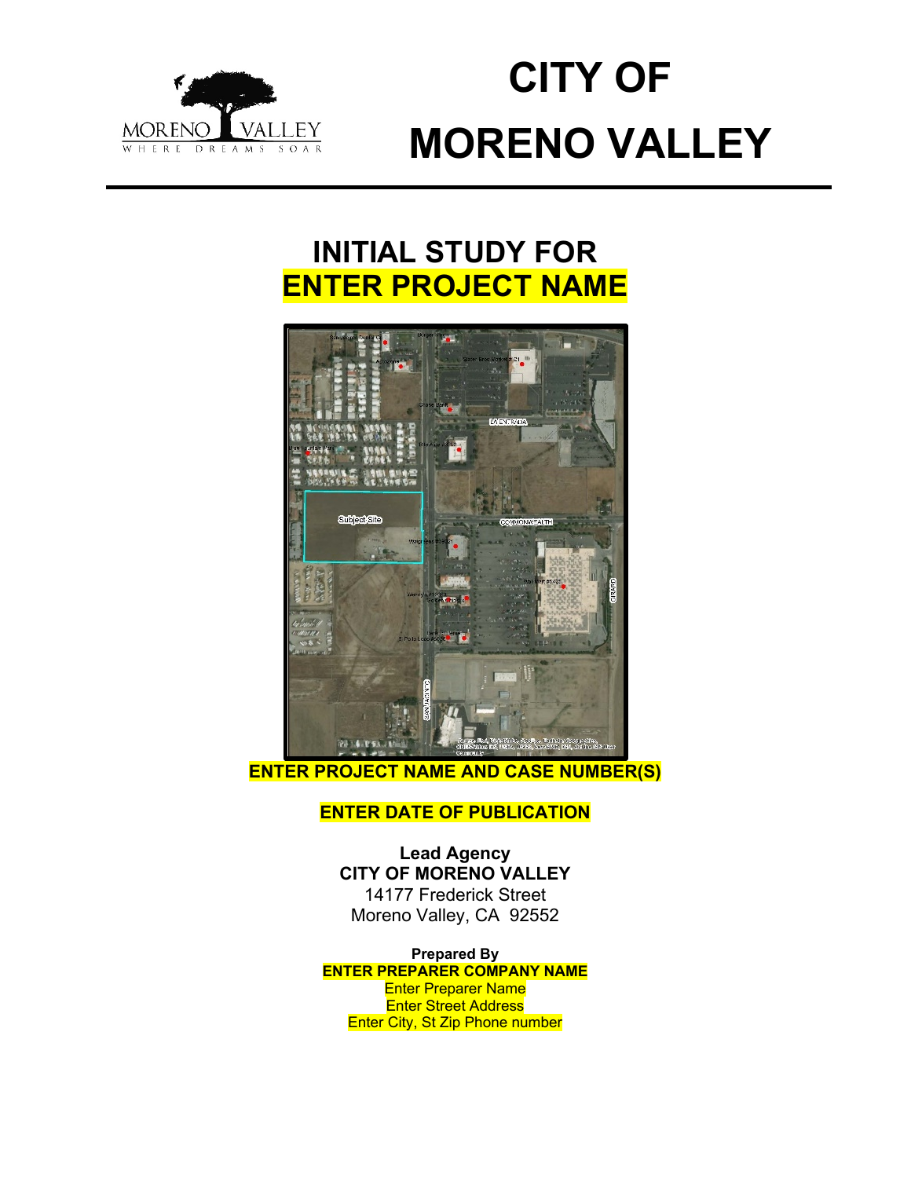MORENO VALLEY
WHERE DREAMS SOAR

# CITY OF MORENO VALLEY

## INITIAL STUDY FOR ENTER PROJECT NAME

**ENTER PROJECT NAME AND CASE NUMBER(S)**

**ENTER DATE OF PUBLICATION**

**Lead Agency**
**CITY OF MORENO VALLEY**
14177 Frederick Street
Moreno Valley, CA 92552

**Prepared By**
**ENTER PREPARER COMPANY NAME**
Enter Preparer Name
Enter Street Address
Enter City, St Zip Phone number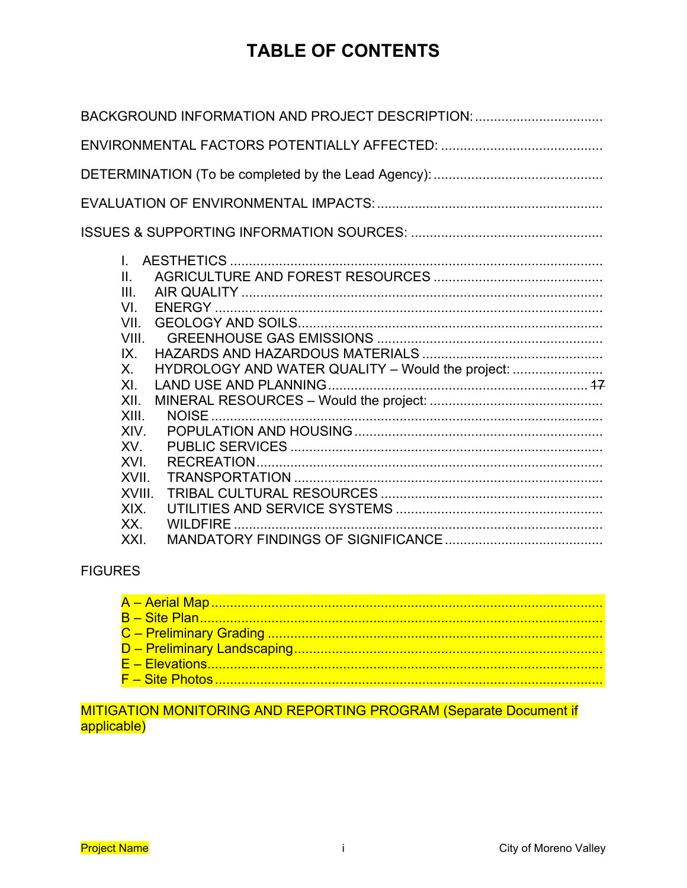# TABLE OF CONTENTS

BACKGROUND INFORMATION AND PROJECT DESCRIPTION:

ENVIRONMENTAL FACTORS POTENTIALLY AFFECTED:

DETERMINATION (To be completed by the Lead Agency):

EVALUATION OF ENVIRONMENTAL IMPACTS:

ISSUES & SUPPORTING INFORMATION SOURCES:

- I. AESTHETICS
- II. AGRICULTURE AND FOREST RESOURCES
- III. AIR QUALITY
- VI. ENERGY
- VII. GEOLOGY AND SOILS
- VIII. GREENHOUSE GAS EMISSIONS
- IX. HAZARDS AND HAZARDOUS MATERIALS
- X. HYDROLOGY AND WATER QUALITY – Would the project:
- XI. LAND USE AND PLANNING ~~17~~
- XII. MINERAL RESOURCES – Would the project:
- XIII. NOISE
- XIV. POPULATION AND HOUSING
- XV. PUBLIC SERVICES
- XVI. RECREATION
- XVII. TRANSPORTATION
- XVIII. TRIBAL CULTURAL RESOURCES
- XIX. UTILITIES AND SERVICE SYSTEMS
- XX. WILDFIRE
- XXI. MANDATORY FINDINGS OF SIGNIFICANCE

FIGURES

- A – Aerial Map
- B – Site Plan
- C – Preliminary Grading
- D – Preliminary Landscaping
- E – Elevations
- F – Site Photos

MITIGATION MONITORING AND REPORTING PROGRAM (Separate Document if applicable)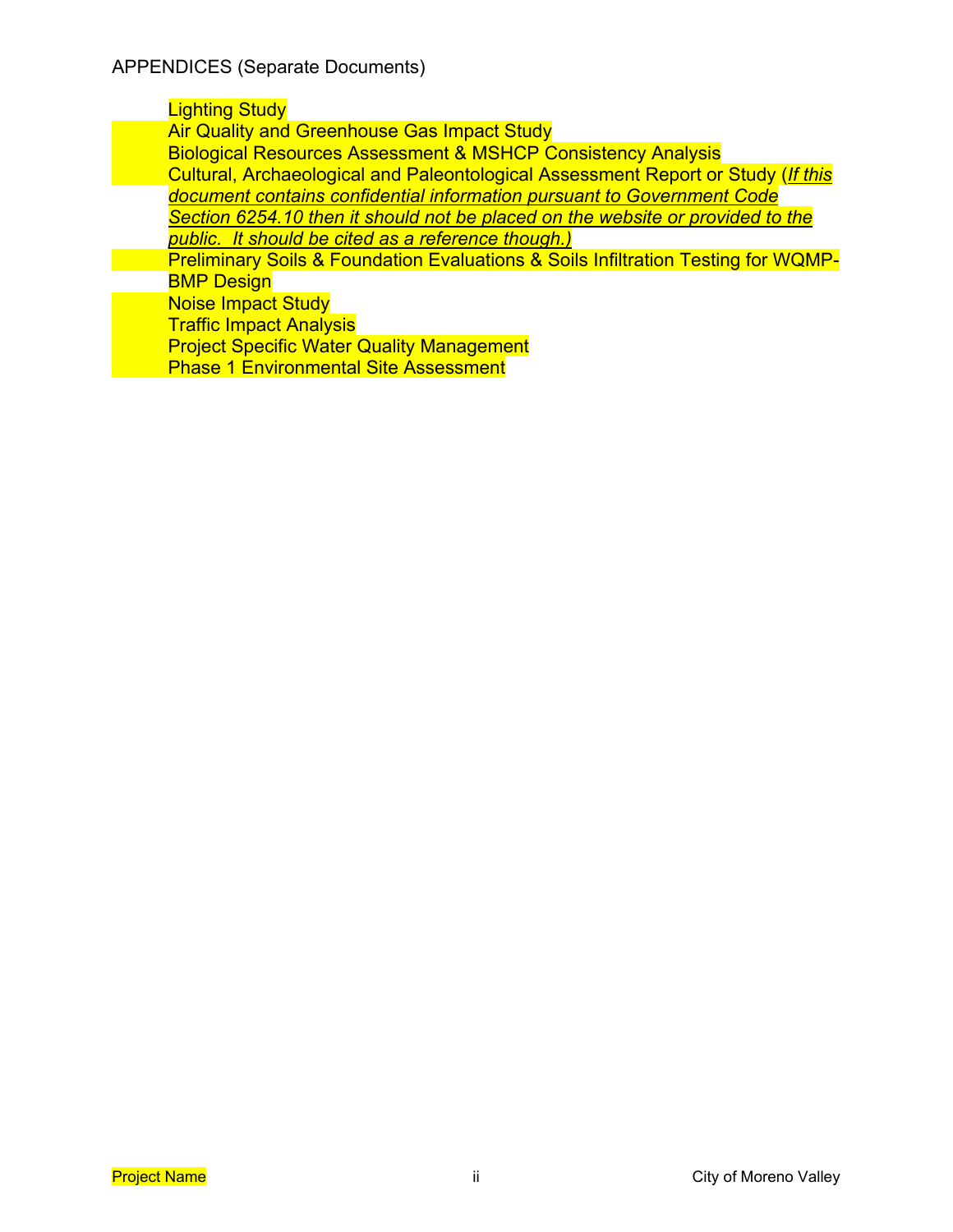APPENDICES (Separate Documents)

- Lighting Study
- Air Quality and Greenhouse Gas Impact Study
- Biological Resources Assessment & MSHCP Consistency Analysis
- Cultural, Archaeological and Paleontological Assessment Report or Study (*If this document contains confidential information pursuant to Government Code Section 6254.10 then it should not be placed on the website or provided to the public. It should be cited as a reference though.)*
- Preliminary Soils & Foundation Evaluations & Soils Infiltration Testing for WQMP-BMP Design
- Noise Impact Study
- Traffic Impact Analysis
- Project Specific Water Quality Management
- Phase 1 Environmental Site Assessment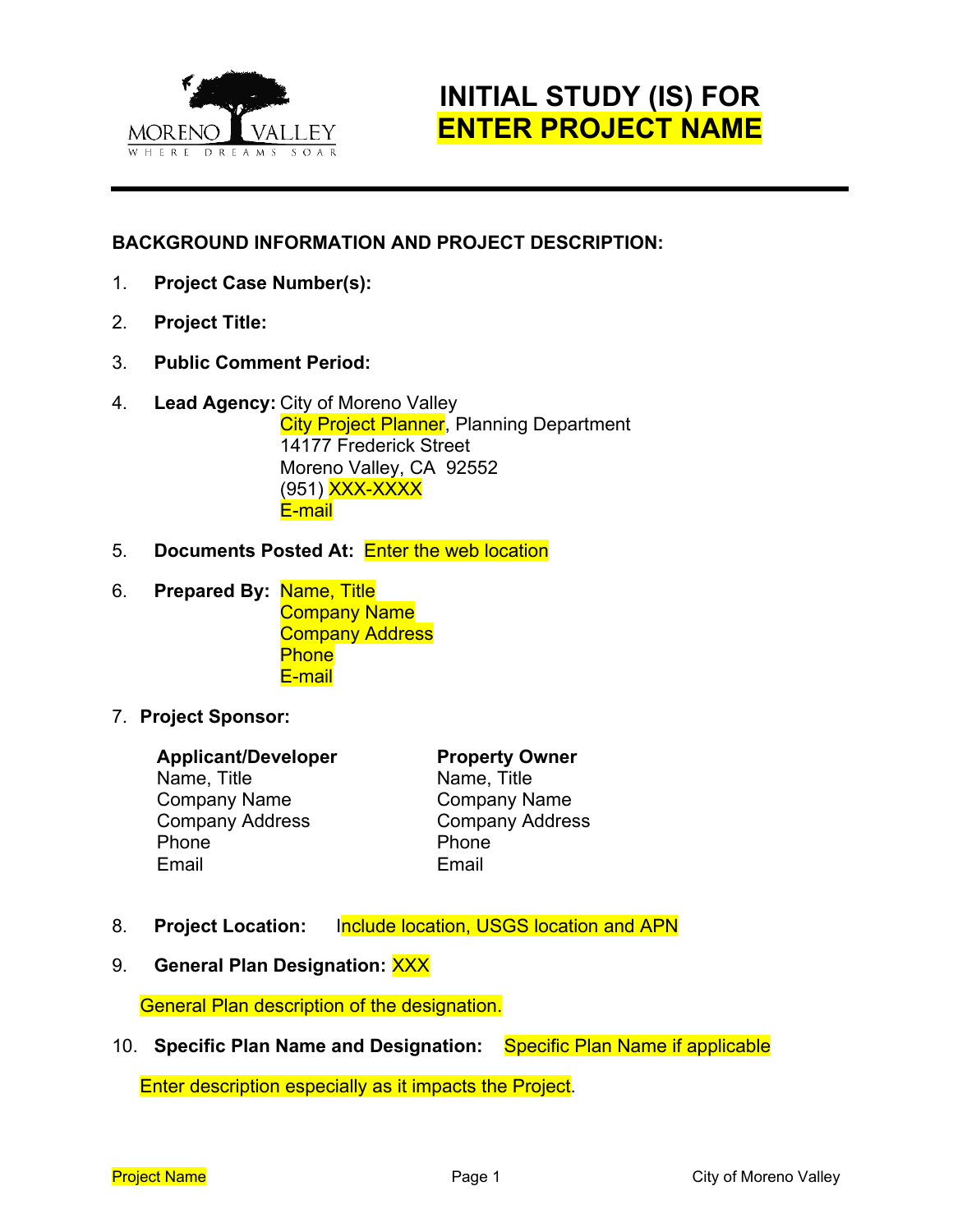# INITIAL STUDY (IS) FOR ENTER PROJECT NAME

**BACKGROUND INFORMATION AND PROJECT DESCRIPTION:**

1. **Project Case Number(s):**

2. **Project Title:**

3. **Public Comment Period:**

4. **Lead Agency:** City of Moreno Valley
   City Project Planner, Planning Department
   14177 Frederick Street
   Moreno Valley, CA 92552
   (951) XXX-XXXX
   E-mail

5. **Documents Posted At:** Enter the web location

6. **Prepared By:** Name, Title
   Company Name
   Company Address
   Phone
   E-mail

7. **Project Sponsor:**

   | **Applicant/Developer** | **Property Owner** |
   |---|---|
   | Name, Title | Name, Title |
   | Company Name | Company Name |
   | Company Address | Company Address |
   | Phone | Phone |
   | Email | Email |

8. **Project Location:** Include location, USGS location and APN

9. **General Plan Designation:** XXX

   General Plan description of the designation.

10. **Specific Plan Name and Designation:** Specific Plan Name if applicable

    Enter description especially as it impacts the Project.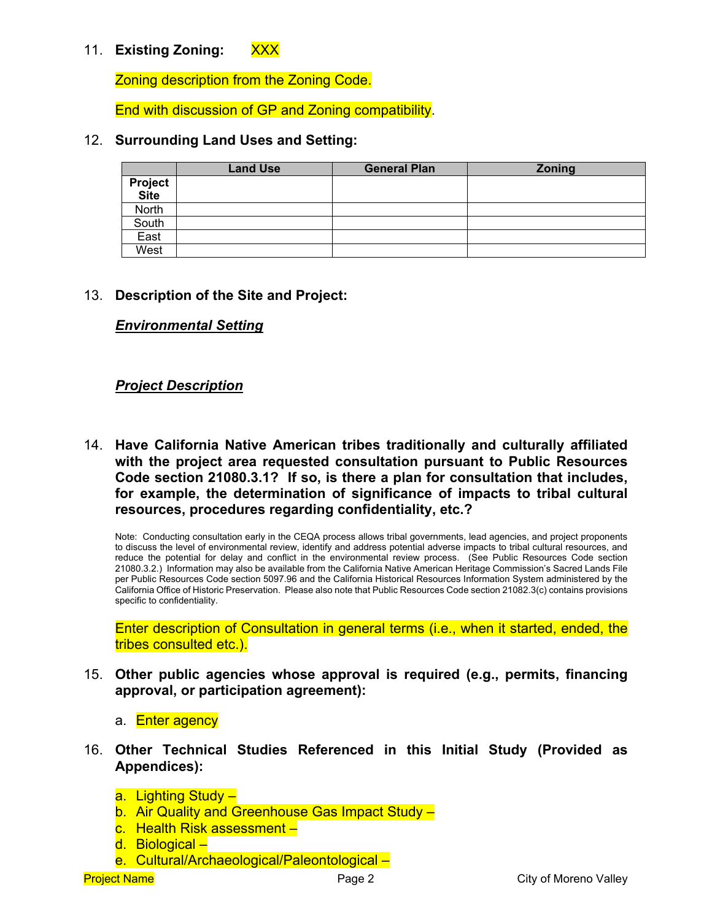11. **Existing Zoning:** XXX

    Zoning description from the Zoning Code.

    End with discussion of GP and Zoning compatibility.

12. **Surrounding Land Uses and Setting:**

|  | Land Use | General Plan | Zoning |
|---|---|---|---|
| **Project Site** |  |  |  |
| North |  |  |  |
| South |  |  |  |
| East |  |  |  |
| West |  |  |  |

13. **Description of the Site and Project:**

    ***Environmental Setting***

    ***Project Description***

14. **Have California Native American tribes traditionally and culturally affiliated with the project area requested consultation pursuant to Public Resources Code section 21080.3.1? If so, is there a plan for consultation that includes, for example, the determination of significance of impacts to tribal cultural resources, procedures regarding confidentiality, etc.?**

    Note: Conducting consultation early in the CEQA process allows tribal governments, lead agencies, and project proponents to discuss the level of environmental review, identify and address potential adverse impacts to tribal cultural resources, and reduce the potential for delay and conflict in the environmental review process. (See Public Resources Code section 21080.3.2.) Information may also be available from the California Native American Heritage Commission's Sacred Lands File per Public Resources Code section 5097.96 and the California Historical Resources Information System administered by the California Office of Historic Preservation. Please also note that Public Resources Code section 21082.3(c) contains provisions specific to confidentiality.

    Enter description of Consultation in general terms (i.e., when it started, ended, the tribes consulted etc.).

15. **Other public agencies whose approval is required (e.g., permits, financing approval, or participation agreement):**

    a. Enter agency

16. **Other Technical Studies Referenced in this Initial Study (Provided as Appendices):**

    a. Lighting Study –
    b. Air Quality and Greenhouse Gas Impact Study –
    c. Health Risk assessment –
    d. Biological –
    e. Cultural/Archaeological/Paleontological –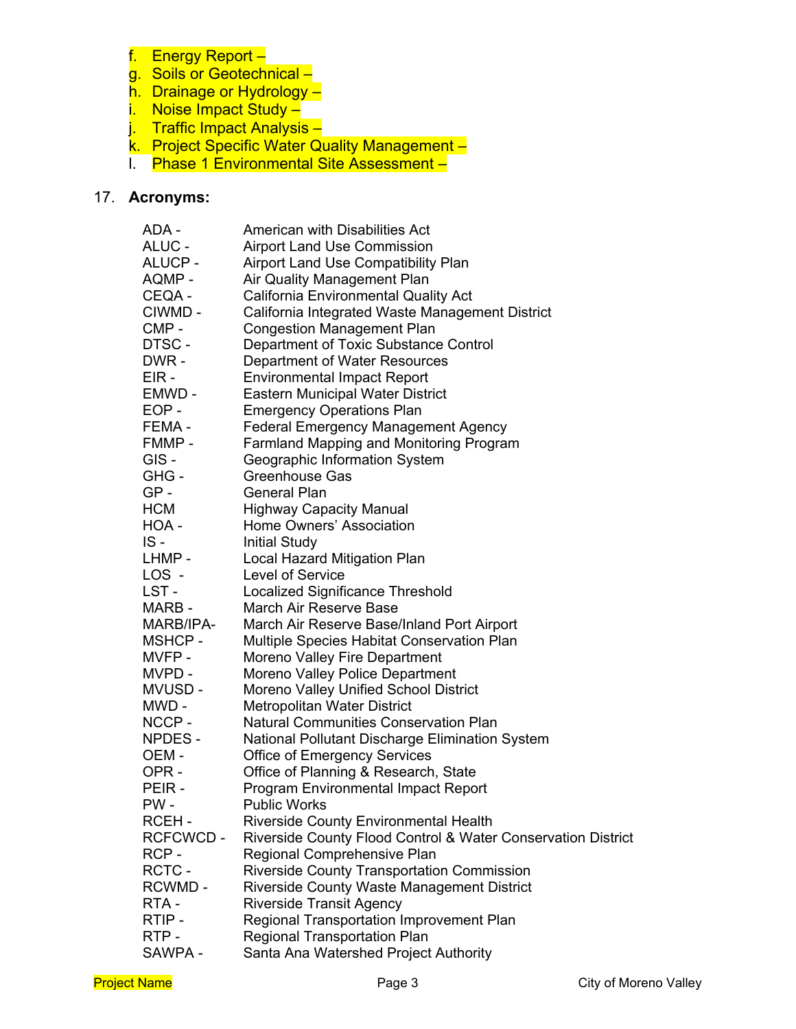f. Energy Report –
g. Soils or Geotechnical –
h. Drainage or Hydrology –
i. Noise Impact Study –
j. Traffic Impact Analysis –
k. Project Specific Water Quality Management –
l. Phase 1 Environmental Site Assessment –

17. **Acronyms:**

| | |
|---|---|
| ADA - | American with Disabilities Act |
| ALUC - | Airport Land Use Commission |
| ALUCP - | Airport Land Use Compatibility Plan |
| AQMP - | Air Quality Management Plan |
| CEQA - | California Environmental Quality Act |
| CIWMD - | California Integrated Waste Management District |
| CMP - | Congestion Management Plan |
| DTSC - | Department of Toxic Substance Control |
| DWR - | Department of Water Resources |
| EIR - | Environmental Impact Report |
| EMWD - | Eastern Municipal Water District |
| EOP - | Emergency Operations Plan |
| FEMA - | Federal Emergency Management Agency |
| FMMP - | Farmland Mapping and Monitoring Program |
| GIS - | Geographic Information System |
| GHG - | Greenhouse Gas |
| GP - | General Plan |
| HCM | Highway Capacity Manual |
| HOA - | Home Owners' Association |
| IS - | Initial Study |
| LHMP - | Local Hazard Mitigation Plan |
| LOS - | Level of Service |
| LST - | Localized Significance Threshold |
| MARB - | March Air Reserve Base |
| MARB/IPA- | March Air Reserve Base/Inland Port Airport |
| MSHCP - | Multiple Species Habitat Conservation Plan |
| MVFP - | Moreno Valley Fire Department |
| MVPD - | Moreno Valley Police Department |
| MVUSD - | Moreno Valley Unified School District |
| MWD - | Metropolitan Water District |
| NCCP - | Natural Communities Conservation Plan |
| NPDES - | National Pollutant Discharge Elimination System |
| OEM - | Office of Emergency Services |
| OPR - | Office of Planning & Research, State |
| PEIR - | Program Environmental Impact Report |
| PW - | Public Works |
| RCEH - | Riverside County Environmental Health |
| RCFCWCD - | Riverside County Flood Control & Water Conservation District |
| RCP - | Regional Comprehensive Plan |
| RCTC - | Riverside County Transportation Commission |
| RCWMD - | Riverside County Waste Management District |
| RTA - | Riverside Transit Agency |
| RTIP - | Regional Transportation Improvement Plan |
| RTP - | Regional Transportation Plan |
| SAWPA - | Santa Ana Watershed Project Authority |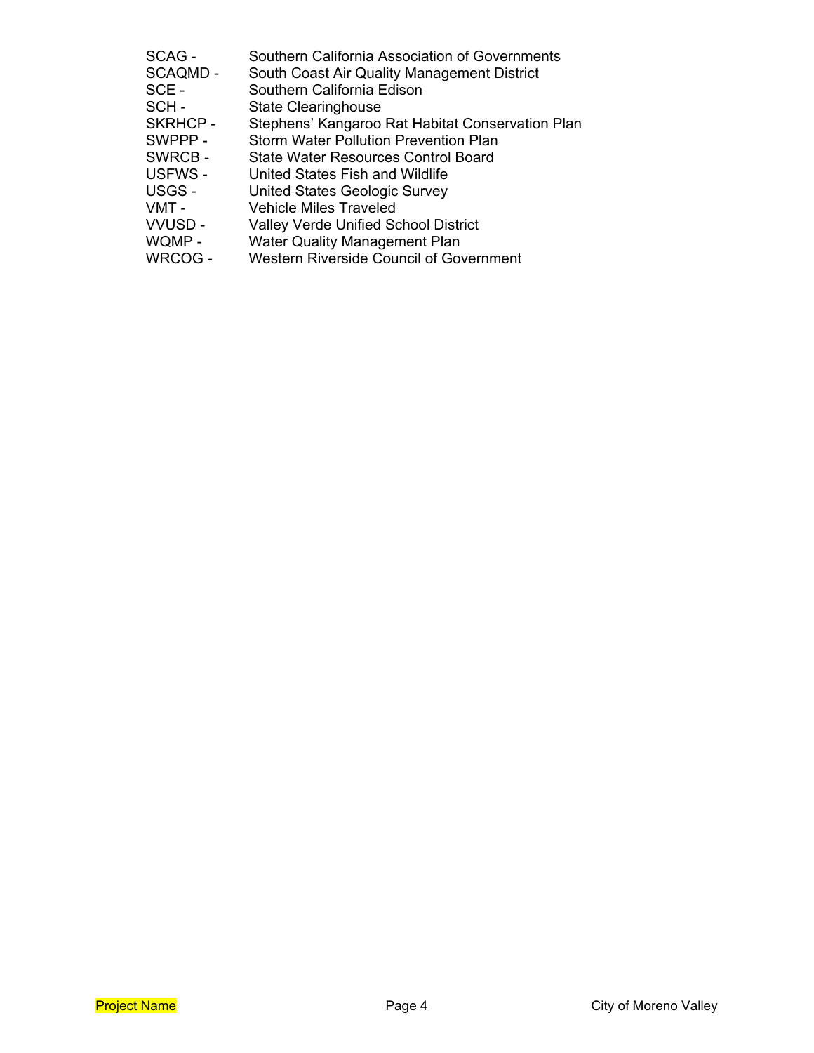| | |
|---|---|
| SCAG - | Southern California Association of Governments |
| SCAQMD - | South Coast Air Quality Management District |
| SCE - | Southern California Edison |
| SCH - | State Clearinghouse |
| SKRHCP - | Stephens' Kangaroo Rat Habitat Conservation Plan |
| SWPPP - | Storm Water Pollution Prevention Plan |
| SWRCB - | State Water Resources Control Board |
| USFWS - | United States Fish and Wildlife |
| USGS - | United States Geologic Survey |
| VMT - | Vehicle Miles Traveled |
| VVUSD - | Valley Verde Unified School District |
| WQMP - | Water Quality Management Plan |
| WRCOG - | Western Riverside Council of Government |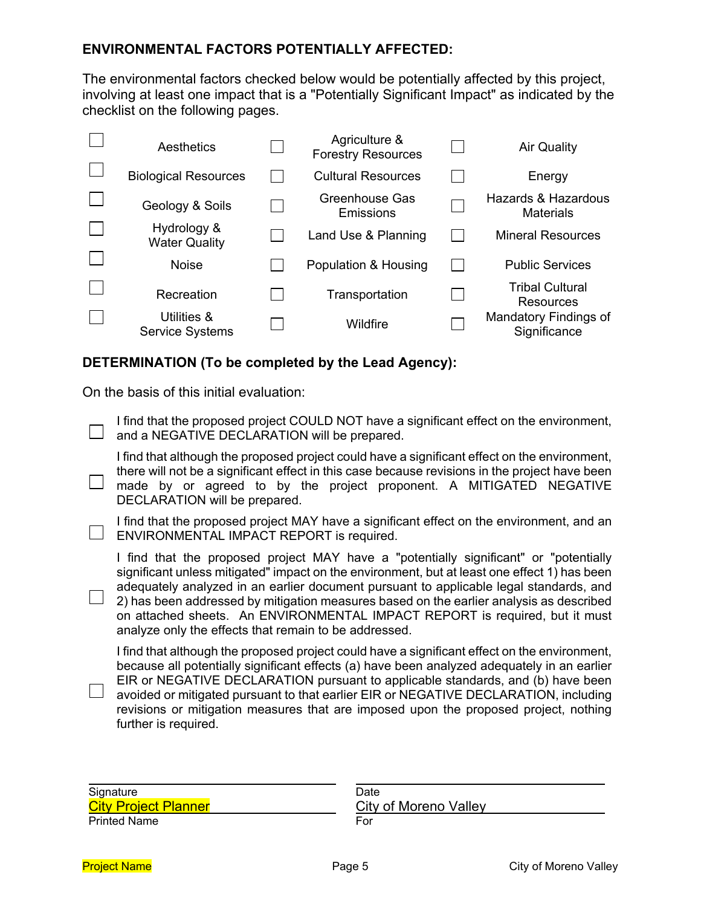**ENVIRONMENTAL FACTORS POTENTIALLY AFFECTED:**

The environmental factors checked below would be potentially affected by this project, involving at least one impact that is a "Potentially Significant Impact" as indicated by the checklist on the following pages.

| | | | | | |
|---|---|---|---|---|---|
| ☐ | Aesthetics | ☐ | Agriculture & Forestry Resources | ☐ | Air Quality |
| ☐ | Biological Resources | ☐ | Cultural Resources | ☐ | Energy |
| ☐ | Geology & Soils | ☐ | Greenhouse Gas Emissions | ☐ | Hazards & Hazardous Materials |
| ☐ | Hydrology & Water Quality | ☐ | Land Use & Planning | ☐ | Mineral Resources |
| ☐ | Noise | ☐ | Population & Housing | ☐ | Public Services |
| ☐ | Recreation | ☐ | Transportation | ☐ | Tribal Cultural Resources |
| ☐ | Utilities & Service Systems | ☐ | Wildfire | ☐ | Mandatory Findings of Significance |

**DETERMINATION (To be completed by the Lead Agency):**

On the basis of this initial evaluation:

☐ I find that the proposed project COULD NOT have a significant effect on the environment, and a NEGATIVE DECLARATION will be prepared.

☐ I find that although the proposed project could have a significant effect on the environment, there will not be a significant effect in this case because revisions in the project have been made by or agreed to by the project proponent. A MITIGATED NEGATIVE DECLARATION will be prepared.

☐ I find that the proposed project MAY have a significant effect on the environment, and an ENVIRONMENTAL IMPACT REPORT is required.

☐ I find that the proposed project MAY have a "potentially significant" or "potentially significant unless mitigated" impact on the environment, but at least one effect 1) has been adequately analyzed in an earlier document pursuant to applicable legal standards, and 2) has been addressed by mitigation measures based on the earlier analysis as described on attached sheets. An ENVIRONMENTAL IMPACT REPORT is required, but it must analyze only the effects that remain to be addressed.

☐ I find that although the proposed project could have a significant effect on the environment, because all potentially significant effects (a) have been analyzed adequately in an earlier EIR or NEGATIVE DECLARATION pursuant to applicable standards, and (b) have been avoided or mitigated pursuant to that earlier EIR or NEGATIVE DECLARATION, including revisions or mitigation measures that are imposed upon the proposed project, nothing further is required.

| | |
|---|---|
| Signature | Date |
| City Project Planner | City of Moreno Valley |
| Printed Name | For |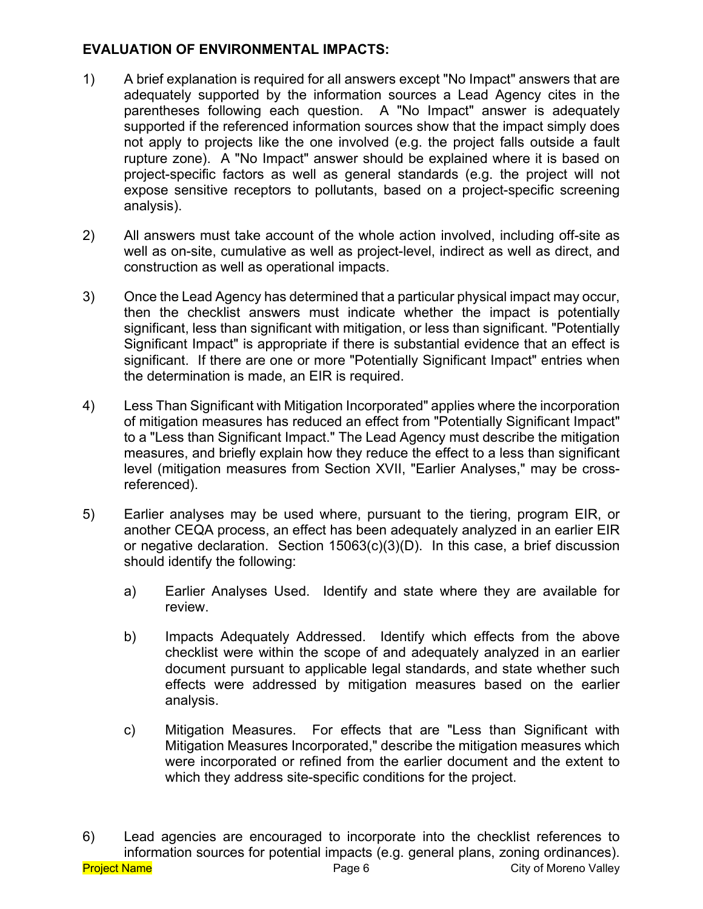**EVALUATION OF ENVIRONMENTAL IMPACTS:**

1) A brief explanation is required for all answers except "No Impact" answers that are adequately supported by the information sources a Lead Agency cites in the parentheses following each question. A "No Impact" answer is adequately supported if the referenced information sources show that the impact simply does not apply to projects like the one involved (e.g. the project falls outside a fault rupture zone). A "No Impact" answer should be explained where it is based on project-specific factors as well as general standards (e.g. the project will not expose sensitive receptors to pollutants, based on a project-specific screening analysis).

2) All answers must take account of the whole action involved, including off-site as well as on-site, cumulative as well as project-level, indirect as well as direct, and construction as well as operational impacts.

3) Once the Lead Agency has determined that a particular physical impact may occur, then the checklist answers must indicate whether the impact is potentially significant, less than significant with mitigation, or less than significant. "Potentially Significant Impact" is appropriate if there is substantial evidence that an effect is significant. If there are one or more "Potentially Significant Impact" entries when the determination is made, an EIR is required.

4) Less Than Significant with Mitigation Incorporated" applies where the incorporation of mitigation measures has reduced an effect from "Potentially Significant Impact" to a "Less than Significant Impact." The Lead Agency must describe the mitigation measures, and briefly explain how they reduce the effect to a less than significant level (mitigation measures from Section XVII, "Earlier Analyses," may be cross-referenced).

5) Earlier analyses may be used where, pursuant to the tiering, program EIR, or another CEQA process, an effect has been adequately analyzed in an earlier EIR or negative declaration. Section 15063(c)(3)(D). In this case, a brief discussion should identify the following:

   a) Earlier Analyses Used. Identify and state where they are available for review.

   b) Impacts Adequately Addressed. Identify which effects from the above checklist were within the scope of and adequately analyzed in an earlier document pursuant to applicable legal standards, and state whether such effects were addressed by mitigation measures based on the earlier analysis.

   c) Mitigation Measures. For effects that are "Less than Significant with Mitigation Measures Incorporated," describe the mitigation measures which were incorporated or refined from the earlier document and the extent to which they address site-specific conditions for the project.

6) Lead agencies are encouraged to incorporate into the checklist references to information sources for potential impacts (e.g. general plans, zoning ordinances).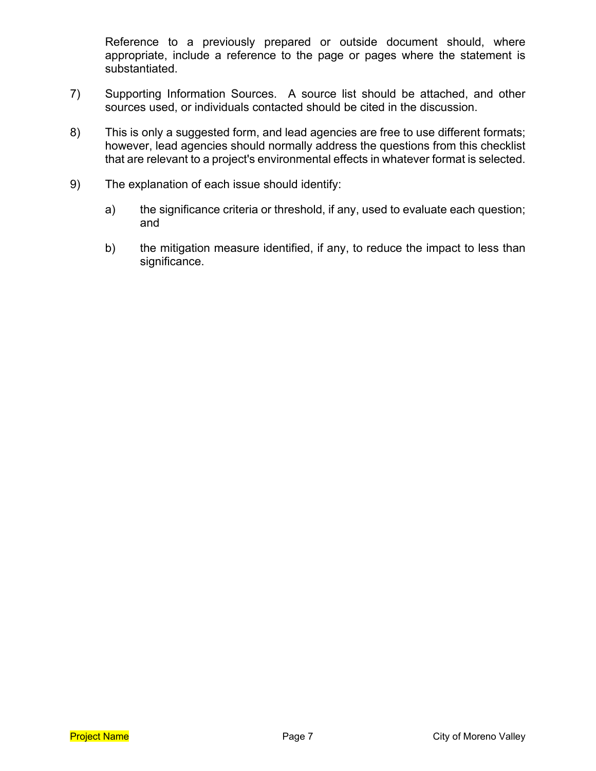Reference to a previously prepared or outside document should, where appropriate, include a reference to the page or pages where the statement is substantiated.

7) Supporting Information Sources. A source list should be attached, and other sources used, or individuals contacted should be cited in the discussion.

8) This is only a suggested form, and lead agencies are free to use different formats; however, lead agencies should normally address the questions from this checklist that are relevant to a project's environmental effects in whatever format is selected.

9) The explanation of each issue should identify:

   a) the significance criteria or threshold, if any, used to evaluate each question; and

   b) the mitigation measure identified, if any, to reduce the impact to less than significance.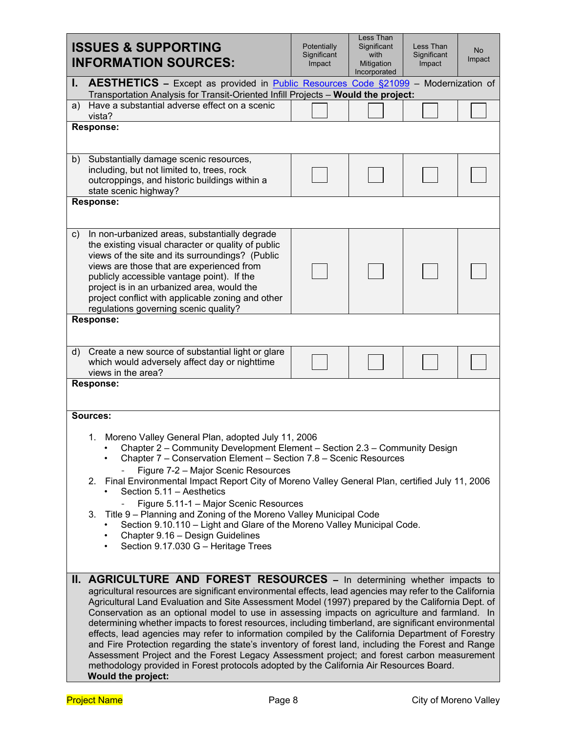| ISSUES & SUPPORTING INFORMATION SOURCES: | Potentially Significant Impact | Less Than Significant with Mitigation Incorporated | Less Than Significant Impact | No Impact |
|---|---|---|---|---|
| **I. AESTHETICS** – Except as provided in Public Resources Code §21099 – Modernization of Transportation Analysis for Transit-Oriented Infill Projects – **Would the project:** | | | | |
| a) Have a substantial adverse effect on a scenic vista? | ☐ | ☐ | ☐ | ☐ |
| **Response:** | | | | |
| b) Substantially damage scenic resources, including, but not limited to, trees, rock outcroppings, and historic buildings within a state scenic highway? | ☐ | ☐ | ☐ | ☐ |
| **Response:** | | | | |
| c) In non-urbanized areas, substantially degrade the existing visual character or quality of public views of the site and its surroundings? (Public views are those that are experienced from publicly accessible vantage point). If the project is in an urbanized area, would the project conflict with applicable zoning and other regulations governing scenic quality? | ☐ | ☐ | ☐ | ☐ |
| **Response:** | | | | |
| d) Create a new source of substantial light or glare which would adversely affect day or nighttime views in the area? | ☐ | ☐ | ☐ | ☐ |
| **Response:** | | | | |

**Sources:**

1. Moreno Valley General Plan, adopted July 11, 2006
   - Chapter 2 – Community Development Element – Section 2.3 – Community Design
   - Chapter 7 – Conservation Element – Section 7.8 – Scenic Resources
     - Figure 7-2 – Major Scenic Resources
2. Final Environmental Impact Report City of Moreno Valley General Plan, certified July 11, 2006
   - Section 5.11 – Aesthetics
     - Figure 5.11-1 – Major Scenic Resources
3. Title 9 – Planning and Zoning of the Moreno Valley Municipal Code
   - Section 9.10.110 – Light and Glare of the Moreno Valley Municipal Code.
   - Chapter 9.16 – Design Guidelines
   - Section 9.17.030 G – Heritage Trees

**II. AGRICULTURE AND FOREST RESOURCES** – In determining whether impacts to agricultural resources are significant environmental effects, lead agencies may refer to the California Agricultural Land Evaluation and Site Assessment Model (1997) prepared by the California Dept. of Conservation as an optional model to use in assessing impacts on agriculture and farmland. In determining whether impacts to forest resources, including timberland, are significant environmental effects, lead agencies may refer to information compiled by the California Department of Forestry and Fire Protection regarding the state's inventory of forest land, including the Forest and Range Assessment Project and the Forest Legacy Assessment project; and forest carbon measurement methodology provided in Forest protocols adopted by the California Air Resources Board. **Would the project:**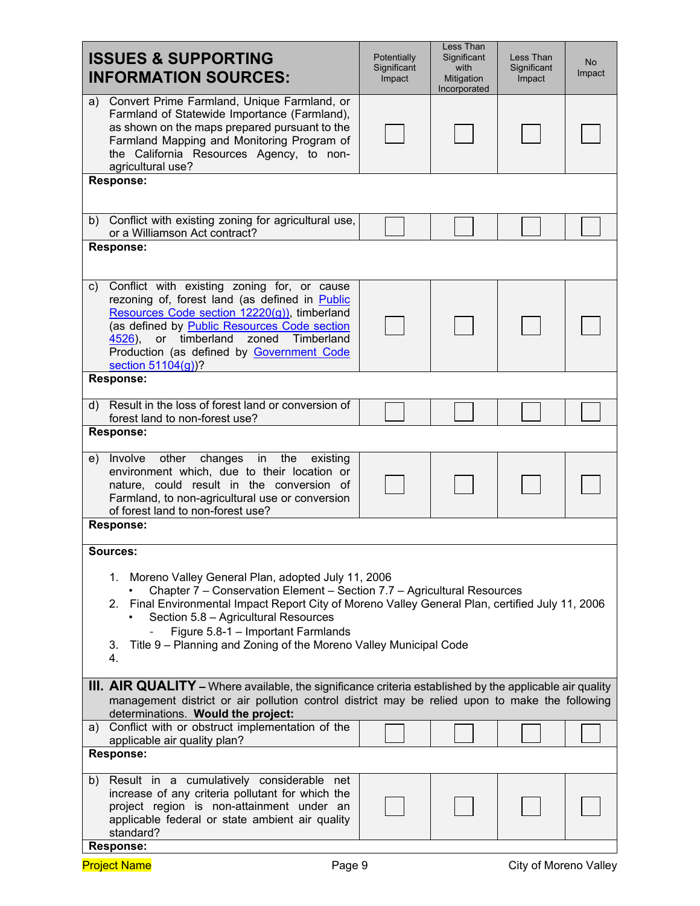| ISSUES & SUPPORTING INFORMATION SOURCES: | Potentially Significant Impact | Less Than Significant with Mitigation Incorporated | Less Than Significant Impact | No Impact |
|---|---|---|---|---|
| a) Convert Prime Farmland, Unique Farmland, or Farmland of Statewide Importance (Farmland), as shown on the maps prepared pursuant to the Farmland Mapping and Monitoring Program of the California Resources Agency, to non-agricultural use? | ☐ | ☐ | ☐ | ☐ |
| **Response:** | | | | |
| b) Conflict with existing zoning for agricultural use, or a Williamson Act contract? | ☐ | ☐ | ☐ | ☐ |
| **Response:** | | | | |
| c) Conflict with existing zoning for, or cause rezoning of, forest land (as defined in Public Resources Code section 12220(g)), timberland (as defined by Public Resources Code section 4526), or timberland zoned Timberland Production (as defined by Government Code section 51104(g))? | ☐ | ☐ | ☐ | ☐ |
| **Response:** | | | | |
| d) Result in the loss of forest land or conversion of forest land to non-forest use? | ☐ | ☐ | ☐ | ☐ |
| **Response:** | | | | |
| e) Involve other changes in the existing environment which, due to their location or nature, could result in the conversion of Farmland, to non-agricultural use or conversion of forest land to non-forest use? | ☐ | ☐ | ☐ | ☐ |
| **Response:** | | | | |

**Sources:**

1. Moreno Valley General Plan, adopted July 11, 2006
   - Chapter 7 – Conservation Element – Section 7.7 – Agricultural Resources
2. Final Environmental Impact Report City of Moreno Valley General Plan, certified July 11, 2006
   - Section 5.8 – Agricultural Resources
     - Figure 5.8-1 – Important Farmlands
3. Title 9 – Planning and Zoning of the Moreno Valley Municipal Code
4.

## III. AIR QUALITY

– Where available, the significance criteria established by the applicable air quality management district or air pollution control district may be relied upon to make the following determinations. **Would the project:**

| ISSUES & SUPPORTING INFORMATION SOURCES: | Potentially Significant Impact | Less Than Significant with Mitigation Incorporated | Less Than Significant Impact | No Impact |
|---|---|---|---|---|
| a) Conflict with or obstruct implementation of the applicable air quality plan? | ☐ | ☐ | ☐ | ☐ |
| **Response:** | | | | |
| b) Result in a cumulatively considerable net increase of any criteria pollutant for which the project region is non-attainment under an applicable federal or state ambient air quality standard? | ☐ | ☐ | ☐ | ☐ |
| **Response:** | | | | |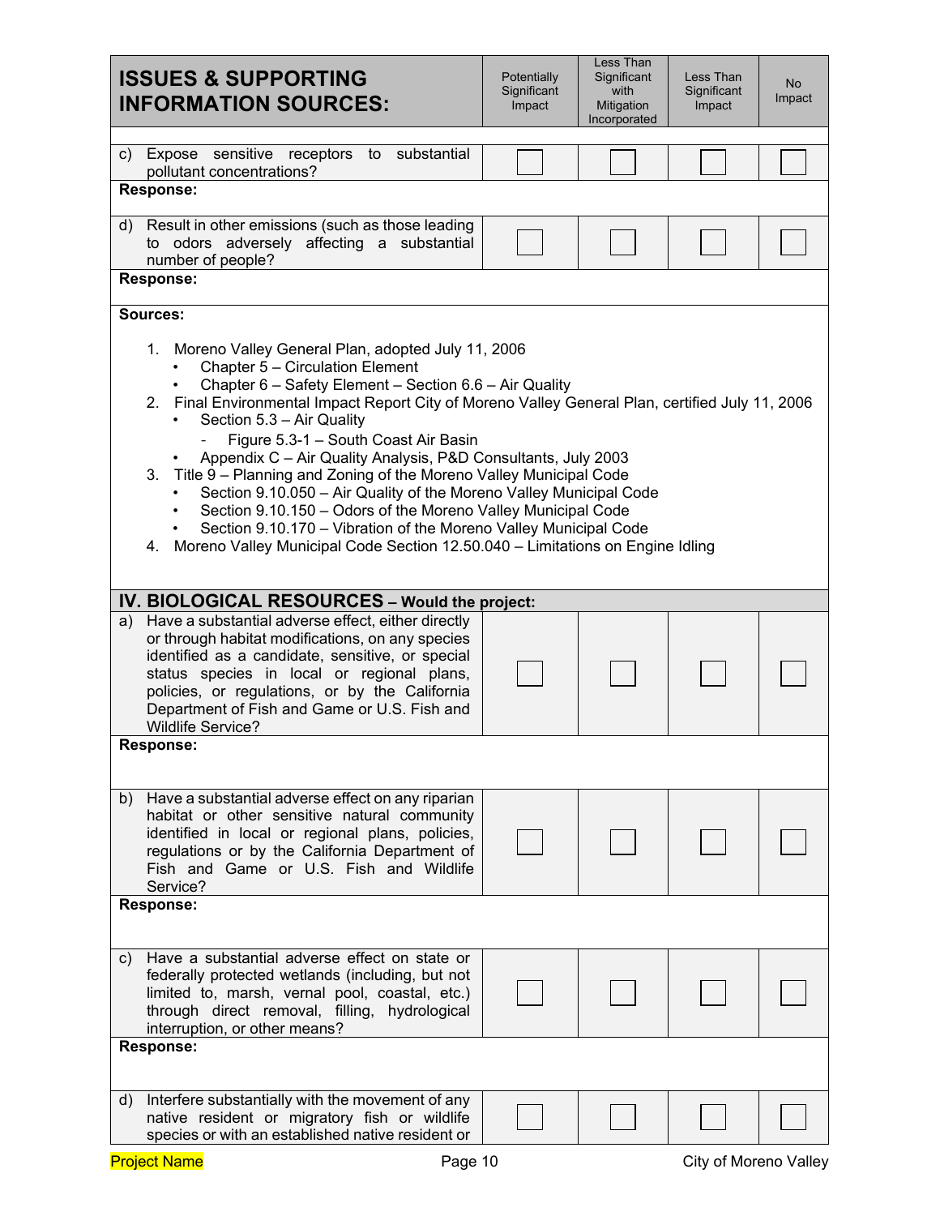| ISSUES & SUPPORTING INFORMATION SOURCES: | Potentially Significant Impact | Less Than Significant with Mitigation Incorporated | Less Than Significant Impact | No Impact |
|---|---|---|---|---|
| c) Expose sensitive receptors to substantial pollutant concentrations? | ☐ | ☐ | ☐ | ☐ |
| **Response:** | | | | |
| d) Result in other emissions (such as those leading to odors adversely affecting a substantial number of people? | ☐ | ☐ | ☐ | ☐ |
| **Response:** | | | | |

**Sources:**

1. Moreno Valley General Plan, adopted July 11, 2006
   - Chapter 5 – Circulation Element
   - Chapter 6 – Safety Element – Section 6.6 – Air Quality
2. Final Environmental Impact Report City of Moreno Valley General Plan, certified July 11, 2006
   - Section 5.3 – Air Quality
     - Figure 5.3-1 – South Coast Air Basin
   - Appendix C – Air Quality Analysis, P&D Consultants, July 2003
3. Title 9 – Planning and Zoning of the Moreno Valley Municipal Code
   - Section 9.10.050 – Air Quality of the Moreno Valley Municipal Code
   - Section 9.10.150 – Odors of the Moreno Valley Municipal Code
   - Section 9.10.170 – Vibration of the Moreno Valley Municipal Code
4. Moreno Valley Municipal Code Section 12.50.040 – Limitations on Engine Idling

## IV. BIOLOGICAL RESOURCES – Would the project:

| | Potentially Significant Impact | Less Than Significant with Mitigation Incorporated | Less Than Significant Impact | No Impact |
|---|---|---|---|---|
| a) Have a substantial adverse effect, either directly or through habitat modifications, on any species identified as a candidate, sensitive, or special status species in local or regional plans, policies, or regulations, or by the California Department of Fish and Game or U.S. Fish and Wildlife Service? | ☐ | ☐ | ☐ | ☐ |
| **Response:** | | | | |
| b) Have a substantial adverse effect on any riparian habitat or other sensitive natural community identified in local or regional plans, policies, regulations or by the California Department of Fish and Game or U.S. Fish and Wildlife Service? | ☐ | ☐ | ☐ | ☐ |
| **Response:** | | | | |
| c) Have a substantial adverse effect on state or federally protected wetlands (including, but not limited to, marsh, vernal pool, coastal, etc.) through direct removal, filling, hydrological interruption, or other means? | ☐ | ☐ | ☐ | ☐ |
| **Response:** | | | | |
| d) Interfere substantially with the movement of any native resident or migratory fish or wildlife species or with an established native resident or | ☐ | ☐ | ☐ | ☐ |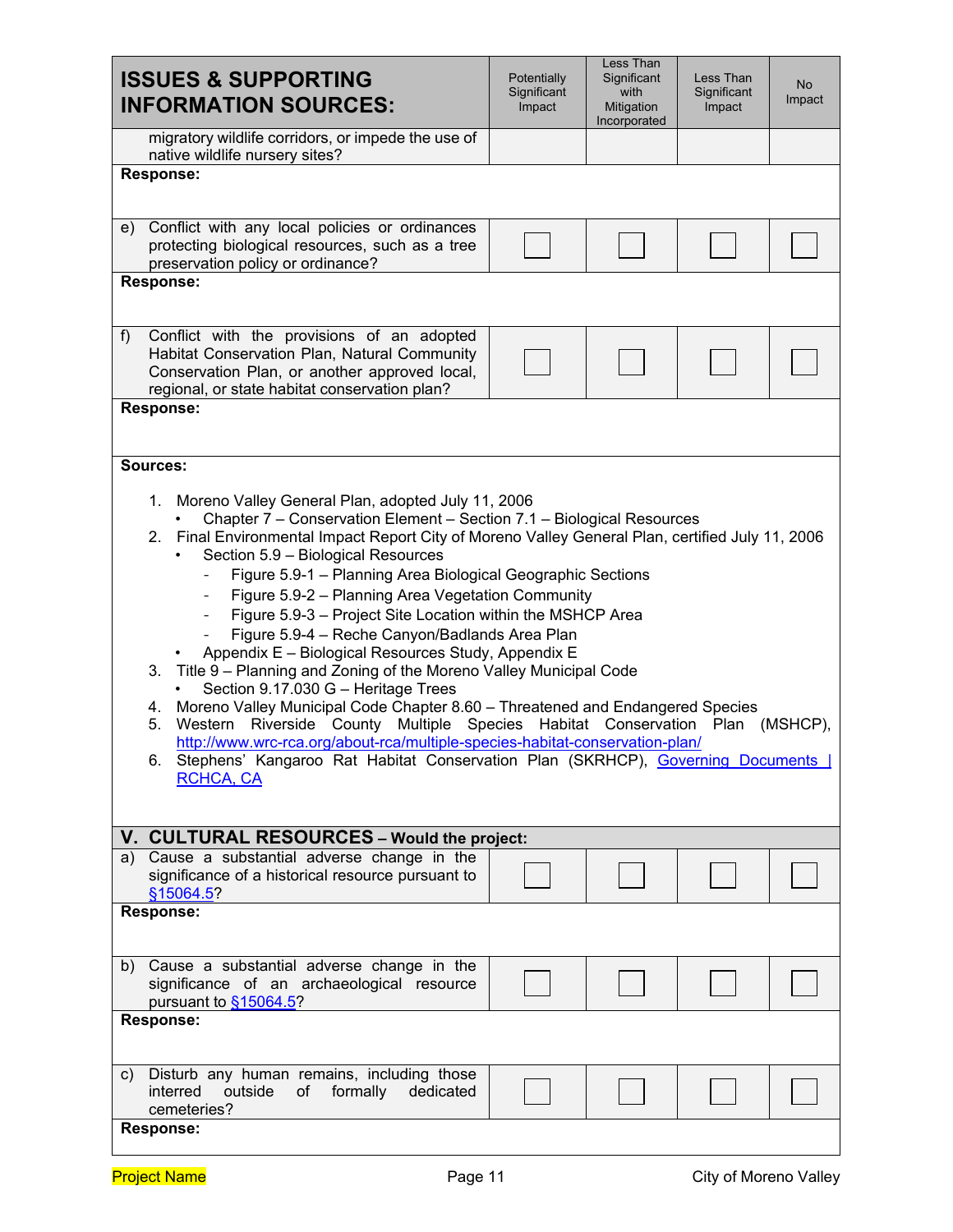| ISSUES & SUPPORTING INFORMATION SOURCES: | Potentially Significant Impact | Less Than Significant with Mitigation Incorporated | Less Than Significant Impact | No Impact |
|---|---|---|---|---|
| migratory wildlife corridors, or impede the use of native wildlife nursery sites? | | | | |
| **Response:** | | | | |
| e) Conflict with any local policies or ordinances protecting biological resources, such as a tree preservation policy or ordinance? | ☐ | ☐ | ☐ | ☐ |
| **Response:** | | | | |
| f) Conflict with the provisions of an adopted Habitat Conservation Plan, Natural Community Conservation Plan, or another approved local, regional, or state habitat conservation plan? | ☐ | ☐ | ☐ | ☐ |
| **Response:** | | | | |

**Sources:**

1. Moreno Valley General Plan, adopted July 11, 2006
   - Chapter 7 – Conservation Element – Section 7.1 – Biological Resources
2. Final Environmental Impact Report City of Moreno Valley General Plan, certified July 11, 2006
   - Section 5.9 – Biological Resources
     - Figure 5.9-1 – Planning Area Biological Geographic Sections
     - Figure 5.9-2 – Planning Area Vegetation Community
     - Figure 5.9-3 – Project Site Location within the MSHCP Area
     - Figure 5.9-4 – Reche Canyon/Badlands Area Plan
   - Appendix E – Biological Resources Study, Appendix E
3. Title 9 – Planning and Zoning of the Moreno Valley Municipal Code
   - Section 9.17.030 G – Heritage Trees
4. Moreno Valley Municipal Code Chapter 8.60 – Threatened and Endangered Species
5. Western Riverside County Multiple Species Habitat Conservation Plan (MSHCP), http://www.wrc-rca.org/about-rca/multiple-species-habitat-conservation-plan/
6. Stephens' Kangaroo Rat Habitat Conservation Plan (SKRHCP), Governing Documents | RCHCA, CA

## V. CULTURAL RESOURCES – Would the project:

| ISSUES & SUPPORTING INFORMATION SOURCES: | Potentially Significant Impact | Less Than Significant with Mitigation Incorporated | Less Than Significant Impact | No Impact |
|---|---|---|---|---|
| a) Cause a substantial adverse change in the significance of a historical resource pursuant to §15064.5? | ☐ | ☐ | ☐ | ☐ |
| **Response:** | | | | |
| b) Cause a substantial adverse change in the significance of an archaeological resource pursuant to §15064.5? | ☐ | ☐ | ☐ | ☐ |
| **Response:** | | | | |
| c) Disturb any human remains, including those interred outside of formally dedicated cemeteries? | ☐ | ☐ | ☐ | ☐ |
| **Response:** | | | | |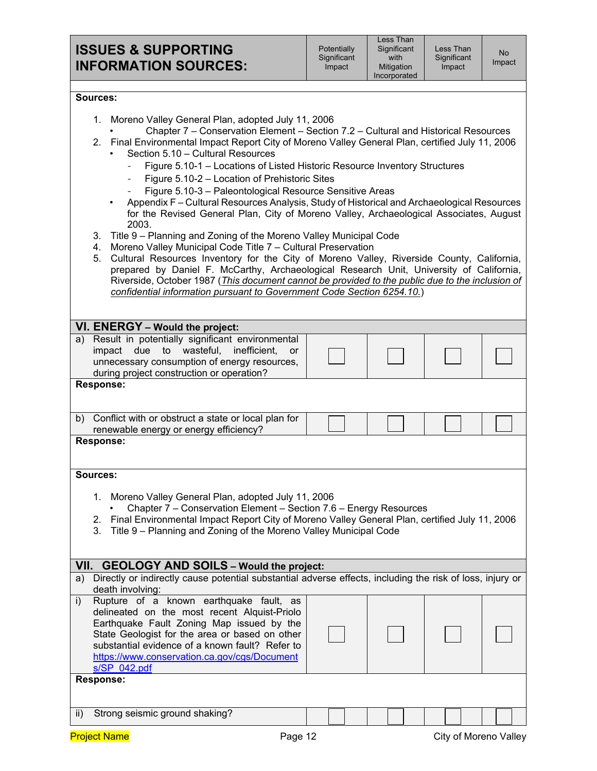| ISSUES & SUPPORTING INFORMATION SOURCES: | Potentially Significant Impact | Less Than Significant with Mitigation Incorporated | Less Than Significant Impact | No Impact |
|---|---|---|---|---|

**Sources:**

1. Moreno Valley General Plan, adopted July 11, 2006
   - Chapter 7 – Conservation Element – Section 7.2 – Cultural and Historical Resources
2. Final Environmental Impact Report City of Moreno Valley General Plan, certified July 11, 2006
   - Section 5.10 – Cultural Resources
     - Figure 5.10-1 – Locations of Listed Historic Resource Inventory Structures
     - Figure 5.10-2 – Location of Prehistoric Sites
     - Figure 5.10-3 – Paleontological Resource Sensitive Areas
   - Appendix F – Cultural Resources Analysis, Study of Historical and Archaeological Resources for the Revised General Plan, City of Moreno Valley, Archaeological Associates, August 2003.
3. Title 9 – Planning and Zoning of the Moreno Valley Municipal Code
4. Moreno Valley Municipal Code Title 7 – Cultural Preservation
5. Cultural Resources Inventory for the City of Moreno Valley, Riverside County, California, prepared by Daniel F. McCarthy, Archaeological Research Unit, University of California, Riverside, October 1987 (*This document cannot be provided to the public due to the inclusion of confidential information pursuant to Government Code Section 6254.10.*)

## VI. ENERGY – Would the project:

| | Potentially Significant Impact | Less Than Significant with Mitigation Incorporated | Less Than Significant Impact | No Impact |
|---|---|---|---|---|
| a) Result in potentially significant environmental impact due to wasteful, inefficient, or unnecessary consumption of energy resources, during project construction or operation? | ☐ | ☐ | ☐ | ☐ |

**Response:**

| | Potentially Significant Impact | Less Than Significant with Mitigation Incorporated | Less Than Significant Impact | No Impact |
|---|---|---|---|---|
| b) Conflict with or obstruct a state or local plan for renewable energy or energy efficiency? | ☐ | ☐ | ☐ | ☐ |

**Response:**

**Sources:**

1. Moreno Valley General Plan, adopted July 11, 2006
   - Chapter 7 – Conservation Element – Section 7.6 – Energy Resources
2. Final Environmental Impact Report City of Moreno Valley General Plan, certified July 11, 2006
3. Title 9 – Planning and Zoning of the Moreno Valley Municipal Code

## VII. GEOLOGY AND SOILS – Would the project:

a) Directly or indirectly cause potential substantial adverse effects, including the risk of loss, injury or death involving:

| | Potentially Significant Impact | Less Than Significant with Mitigation Incorporated | Less Than Significant Impact | No Impact |
|---|---|---|---|---|
| i) Rupture of a known earthquake fault, as delineated on the most recent Alquist-Priolo Earthquake Fault Zoning Map issued by the State Geologist for the area or based on other substantial evidence of a known fault? Refer to https://www.conservation.ca.gov/cgs/Documents/SP_042.pdf | ☐ | ☐ | ☐ | ☐ |

**Response:**

| | Potentially Significant Impact | Less Than Significant with Mitigation Incorporated | Less Than Significant Impact | No Impact |
|---|---|---|---|---|
| ii) Strong seismic ground shaking? | ☐ | ☐ | ☐ | ☐ |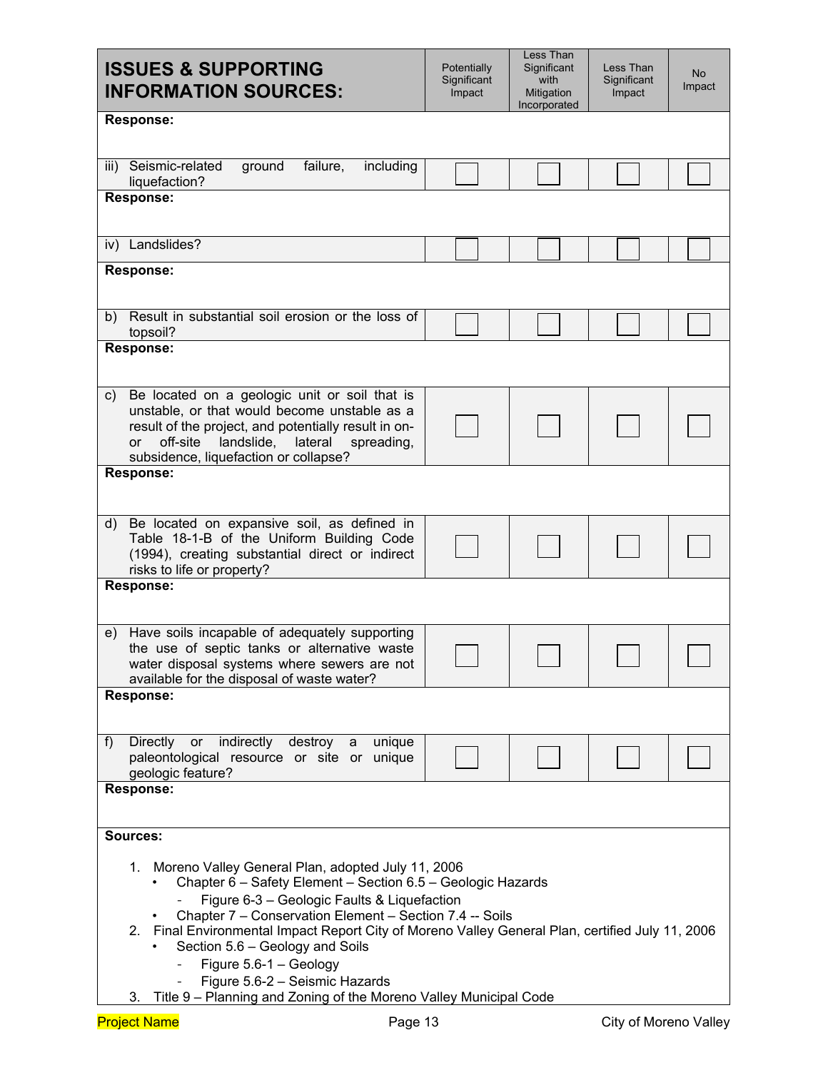| ISSUES & SUPPORTING INFORMATION SOURCES: | Potentially Significant Impact | Less Than Significant with Mitigation Incorporated | Less Than Significant Impact | No Impact |
|---|---|---|---|---|
| **Response:** | | | | |
| iii) Seismic-related ground failure, including liquefaction? | ☐ | ☐ | ☐ | ☐ |
| **Response:** | | | | |
| iv) Landslides? | ☐ | ☐ | ☐ | ☐ |
| **Response:** | | | | |
| b) Result in substantial soil erosion or the loss of topsoil? | ☐ | ☐ | ☐ | ☐ |
| **Response:** | | | | |
| c) Be located on a geologic unit or soil that is unstable, or that would become unstable as a result of the project, and potentially result in on- or off-site landslide, lateral spreading, subsidence, liquefaction or collapse? | ☐ | ☐ | ☐ | ☐ |
| **Response:** | | | | |
| d) Be located on expansive soil, as defined in Table 18-1-B of the Uniform Building Code (1994), creating substantial direct or indirect risks to life or property? | ☐ | ☐ | ☐ | ☐ |
| **Response:** | | | | |
| e) Have soils incapable of adequately supporting the use of septic tanks or alternative waste water disposal systems where sewers are not available for the disposal of waste water? | ☐ | ☐ | ☐ | ☐ |
| **Response:** | | | | |
| f) Directly or indirectly destroy a unique paleontological resource or site or unique geologic feature? | ☐ | ☐ | ☐ | ☐ |
| **Response:** | | | | |

**Sources:**

1. Moreno Valley General Plan, adopted July 11, 2006
   - Chapter 6 – Safety Element – Section 6.5 – Geologic Hazards
     - Figure 6-3 – Geologic Faults & Liquefaction
   - Chapter 7 – Conservation Element – Section 7.4 -- Soils
2. Final Environmental Impact Report City of Moreno Valley General Plan, certified July 11, 2006
   - Section 5.6 – Geology and Soils
     - Figure 5.6-1 – Geology
     - Figure 5.6-2 – Seismic Hazards
3. Title 9 – Planning and Zoning of the Moreno Valley Municipal Code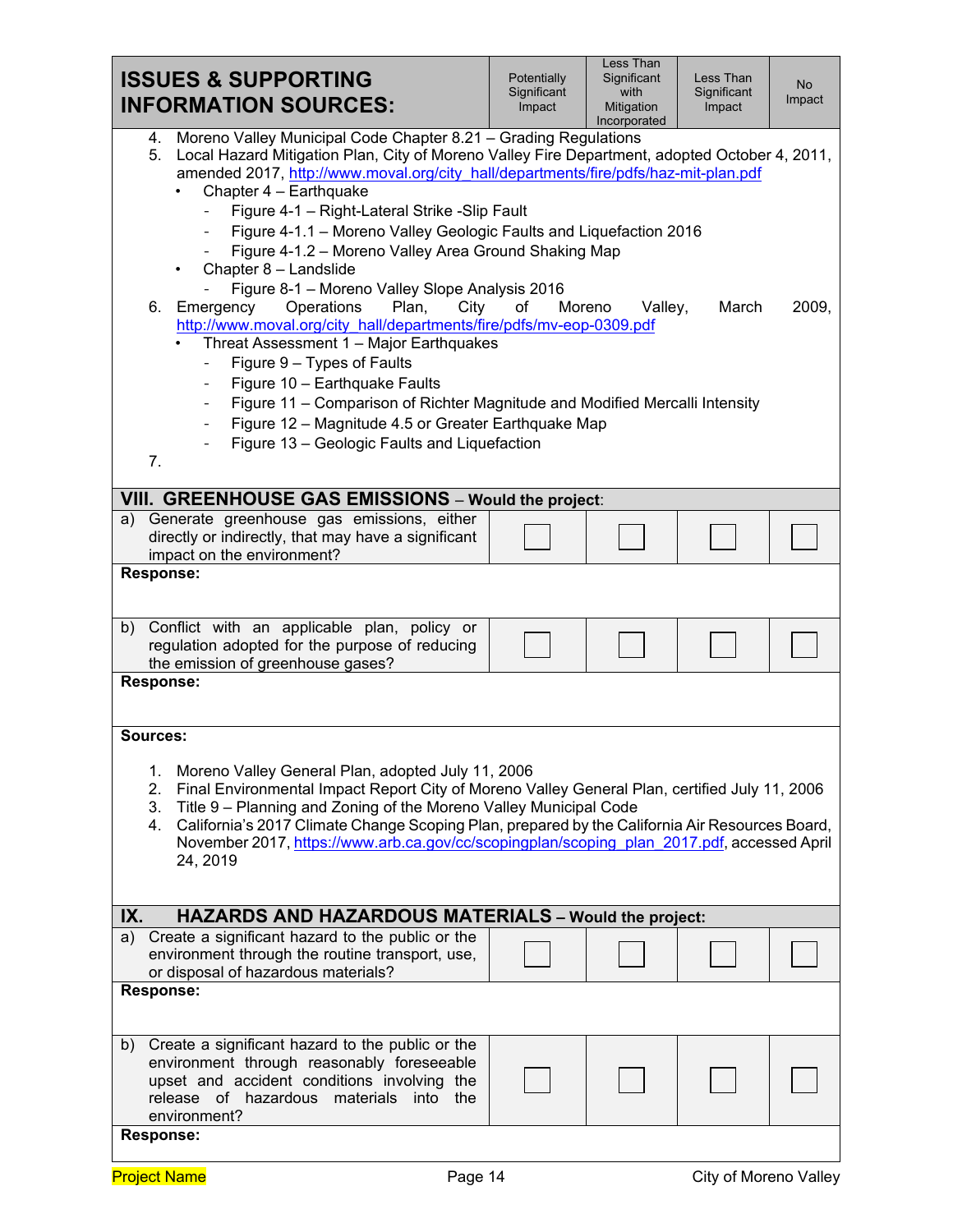| ISSUES & SUPPORTING INFORMATION SOURCES: | Potentially Significant Impact | Less Than Significant with Mitigation Incorporated | Less Than Significant Impact | No Impact |
|---|---|---|---|---|

4. Moreno Valley Municipal Code Chapter 8.21 – Grading Regulations
5. Local Hazard Mitigation Plan, City of Moreno Valley Fire Department, adopted October 4, 2011, amended 2017, http://www.moval.org/city_hall/departments/fire/pdfs/haz-mit-plan.pdf
   - Chapter 4 – Earthquake
     - Figure 4-1 – Right-Lateral Strike -Slip Fault
     - Figure 4-1.1 – Moreno Valley Geologic Faults and Liquefaction 2016
     - Figure 4-1.2 – Moreno Valley Area Ground Shaking Map
   - Chapter 8 – Landslide
     - Figure 8-1 – Moreno Valley Slope Analysis 2016
6. Emergency Operations Plan, City of Moreno Valley, March 2009, http://www.moval.org/city_hall/departments/fire/pdfs/mv-eop-0309.pdf
   - Threat Assessment 1 – Major Earthquakes
     - Figure 9 – Types of Faults
     - Figure 10 – Earthquake Faults
     - Figure 11 – Comparison of Richter Magnitude and Modified Mercalli Intensity
     - Figure 12 – Magnitude 4.5 or Greater Earthquake Map
     - Figure 13 – Geologic Faults and Liquefaction
7.

## VIII. GREENHOUSE GAS EMISSIONS – Would the project:

| | Potentially Significant Impact | Less Than Significant with Mitigation Incorporated | Less Than Significant Impact | No Impact |
|---|---|---|---|---|
| a) Generate greenhouse gas emissions, either directly or indirectly, that may have a significant impact on the environment? | ☐ | ☐ | ☐ | ☐ |

**Response:**

| | Potentially Significant Impact | Less Than Significant with Mitigation Incorporated | Less Than Significant Impact | No Impact |
|---|---|---|---|---|
| b) Conflict with an applicable plan, policy or regulation adopted for the purpose of reducing the emission of greenhouse gases? | ☐ | ☐ | ☐ | ☐ |

**Response:**

**Sources:**

1. Moreno Valley General Plan, adopted July 11, 2006
2. Final Environmental Impact Report City of Moreno Valley General Plan, certified July 11, 2006
3. Title 9 – Planning and Zoning of the Moreno Valley Municipal Code
4. California's 2017 Climate Change Scoping Plan, prepared by the California Air Resources Board, November 2017, https://www.arb.ca.gov/cc/scopingplan/scoping_plan_2017.pdf, accessed April 24, 2019

## IX. HAZARDS AND HAZARDOUS MATERIALS – Would the project:

| | Potentially Significant Impact | Less Than Significant with Mitigation Incorporated | Less Than Significant Impact | No Impact |
|---|---|---|---|---|
| a) Create a significant hazard to the public or the environment through the routine transport, use, or disposal of hazardous materials? | ☐ | ☐ | ☐ | ☐ |

**Response:**

| | Potentially Significant Impact | Less Than Significant with Mitigation Incorporated | Less Than Significant Impact | No Impact |
|---|---|---|---|---|
| b) Create a significant hazard to the public or the environment through reasonably foreseeable upset and accident conditions involving the release of hazardous materials into the environment? | ☐ | ☐ | ☐ | ☐ |

**Response:**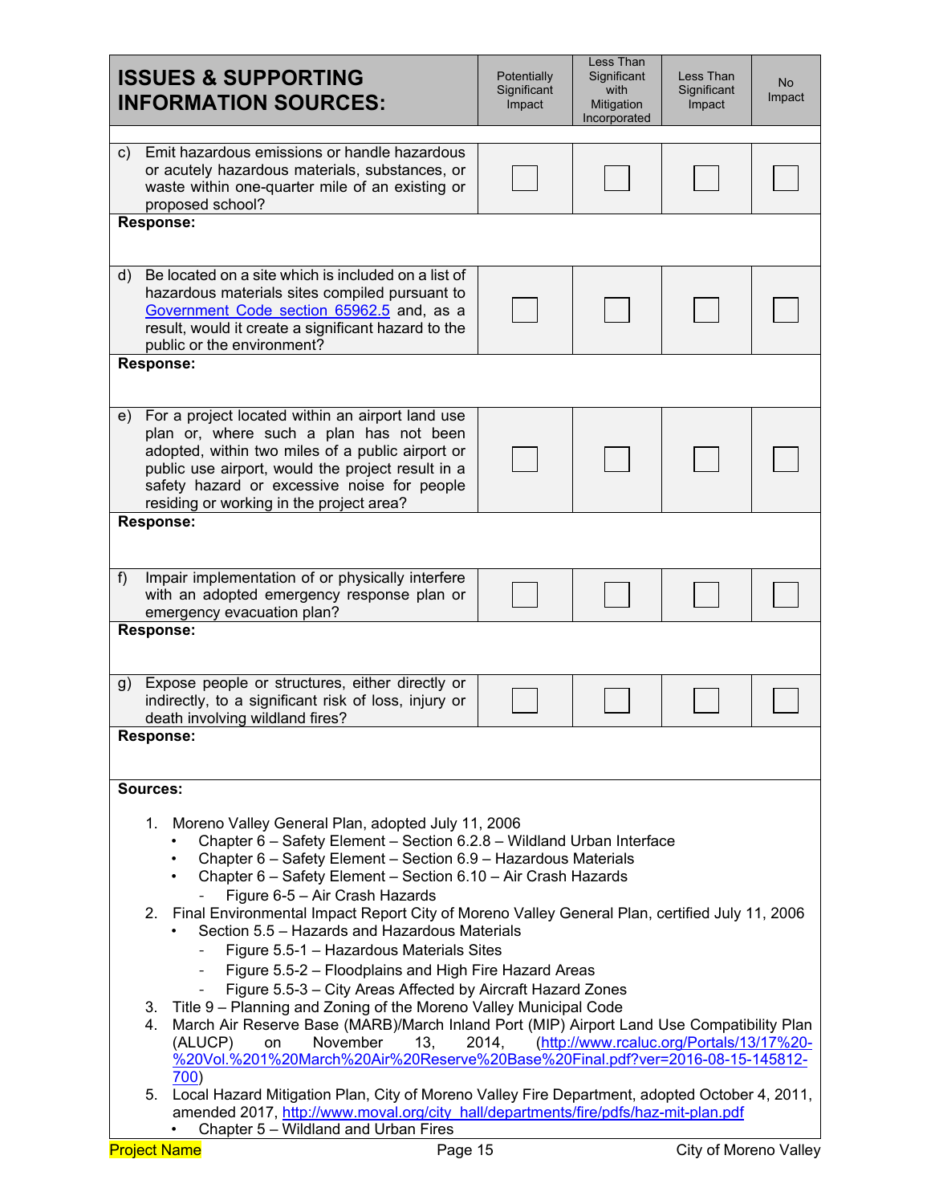| ISSUES & SUPPORTING INFORMATION SOURCES: | Potentially Significant Impact | Less Than Significant with Mitigation Incorporated | Less Than Significant Impact | No Impact |
|---|---|---|---|---|
| c) Emit hazardous emissions or handle hazardous or acutely hazardous materials, substances, or waste within one-quarter mile of an existing or proposed school? | ☐ | ☐ | ☐ | ☐ |
| **Response:** | | | | |
| d) Be located on a site which is included on a list of hazardous materials sites compiled pursuant to [Government Code section 65962.5]() and, as a result, would it create a significant hazard to the public or the environment? | ☐ | ☐ | ☐ | ☐ |
| **Response:** | | | | |
| e) For a project located within an airport land use plan or, where such a plan has not been adopted, within two miles of a public airport or public use airport, would the project result in a safety hazard or excessive noise for people residing or working in the project area? | ☐ | ☐ | ☐ | ☐ |
| **Response:** | | | | |
| f) Impair implementation of or physically interfere with an adopted emergency response plan or emergency evacuation plan? | ☐ | ☐ | ☐ | ☐ |
| **Response:** | | | | |
| g) Expose people or structures, either directly or indirectly, to a significant risk of loss, injury or death involving wildland fires? | ☐ | ☐ | ☐ | ☐ |
| **Response:** | | | | |

**Sources:**

1. Moreno Valley General Plan, adopted July 11, 2006
   - Chapter 6 – Safety Element – Section 6.2.8 – Wildland Urban Interface
   - Chapter 6 – Safety Element – Section 6.9 – Hazardous Materials
   - Chapter 6 – Safety Element – Section 6.10 – Air Crash Hazards
     - Figure 6-5 – Air Crash Hazards
2. Final Environmental Impact Report City of Moreno Valley General Plan, certified July 11, 2006
   - Section 5.5 – Hazards and Hazardous Materials
     - Figure 5.5-1 – Hazardous Materials Sites
     - Figure 5.5-2 – Floodplains and High Fire Hazard Areas
     - Figure 5.5-3 – City Areas Affected by Aircraft Hazard Zones
3. Title 9 – Planning and Zoning of the Moreno Valley Municipal Code
4. March Air Reserve Base (MARB)/March Inland Port (MIP) Airport Land Use Compatibility Plan (ALUCP) on November 13, 2014, (http://www.rcaluc.org/Portals/13/17%20-%20Vol.%201%20March%20Air%20Reserve%20Base%20Final.pdf?ver=2016-08-15-145812-700)
5. Local Hazard Mitigation Plan, City of Moreno Valley Fire Department, adopted October 4, 2011, amended 2017, http://www.moval.org/city_hall/departments/fire/pdfs/haz-mit-plan.pdf
   - Chapter 5 – Wildland and Urban Fires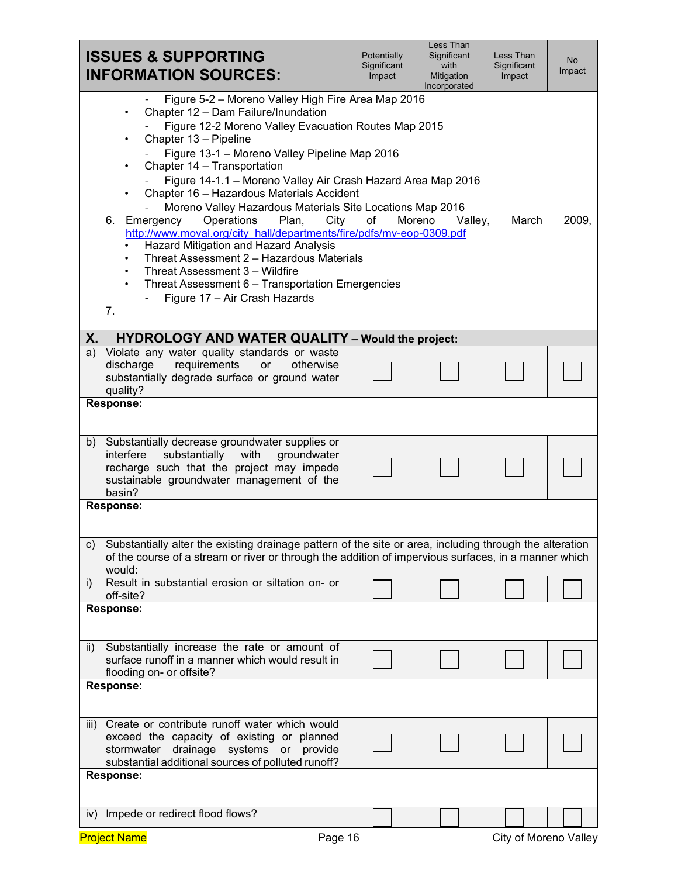| ISSUES & SUPPORTING INFORMATION SOURCES: | Potentially Significant Impact | Less Than Significant with Mitigation Incorporated | Less Than Significant Impact | No Impact |
|---|---|---|---|---|

- Figure 5-2 – Moreno Valley High Fire Area Map 2016
- Chapter 12 – Dam Failure/Inundation
  - Figure 12-2 Moreno Valley Evacuation Routes Map 2015
- Chapter 13 – Pipeline
  - Figure 13-1 – Moreno Valley Pipeline Map 2016
- Chapter 14 – Transportation
  - Figure 14-1.1 – Moreno Valley Air Crash Hazard Area Map 2016
- Chapter 16 – Hazardous Materials Accident
  - Moreno Valley Hazardous Materials Site Locations Map 2016

6. Emergency Operations Plan, City of Moreno Valley, March 2009, http://www.moval.org/city_hall/departments/fire/pdfs/mv-eop-0309.pdf
   - Hazard Mitigation and Hazard Analysis
   - Threat Assessment 2 – Hazardous Materials
   - Threat Assessment 3 – Wildfire
   - Threat Assessment 6 – Transportation Emergencies
     - Figure 17 – Air Crash Hazards
7.

## X. HYDROLOGY AND WATER QUALITY – Would the project:

| | Potentially Significant Impact | Less Than Significant with Mitigation Incorporated | Less Than Significant Impact | No Impact |
|---|---|---|---|---|
| a) Violate any water quality standards or waste discharge requirements or otherwise substantially degrade surface or ground water quality? | ☐ | ☐ | ☐ | ☐ |

**Response:**

| | Potentially Significant Impact | Less Than Significant with Mitigation Incorporated | Less Than Significant Impact | No Impact |
|---|---|---|---|---|
| b) Substantially decrease groundwater supplies or interfere substantially with groundwater recharge such that the project may impede sustainable groundwater management of the basin? | ☐ | ☐ | ☐ | ☐ |

**Response:**

c) Substantially alter the existing drainage pattern of the site or area, including through the alteration of the course of a stream or river or through the addition of impervious surfaces, in a manner which would:

| | Potentially Significant Impact | Less Than Significant with Mitigation Incorporated | Less Than Significant Impact | No Impact |
|---|---|---|---|---|
| i) Result in substantial erosion or siltation on- or off-site? | ☐ | ☐ | ☐ | ☐ |

**Response:**

| | Potentially Significant Impact | Less Than Significant with Mitigation Incorporated | Less Than Significant Impact | No Impact |
|---|---|---|---|---|
| ii) Substantially increase the rate or amount of surface runoff in a manner which would result in flooding on- or offsite? | ☐ | ☐ | ☐ | ☐ |

**Response:**

| | Potentially Significant Impact | Less Than Significant with Mitigation Incorporated | Less Than Significant Impact | No Impact |
|---|---|---|---|---|
| iii) Create or contribute runoff water which would exceed the capacity of existing or planned stormwater drainage systems or provide substantial additional sources of polluted runoff? | ☐ | ☐ | ☐ | ☐ |

**Response:**

| | Potentially Significant Impact | Less Than Significant with Mitigation Incorporated | Less Than Significant Impact | No Impact |
|---|---|---|---|---|
| iv) Impede or redirect flood flows? | ☐ | ☐ | ☐ | ☐ |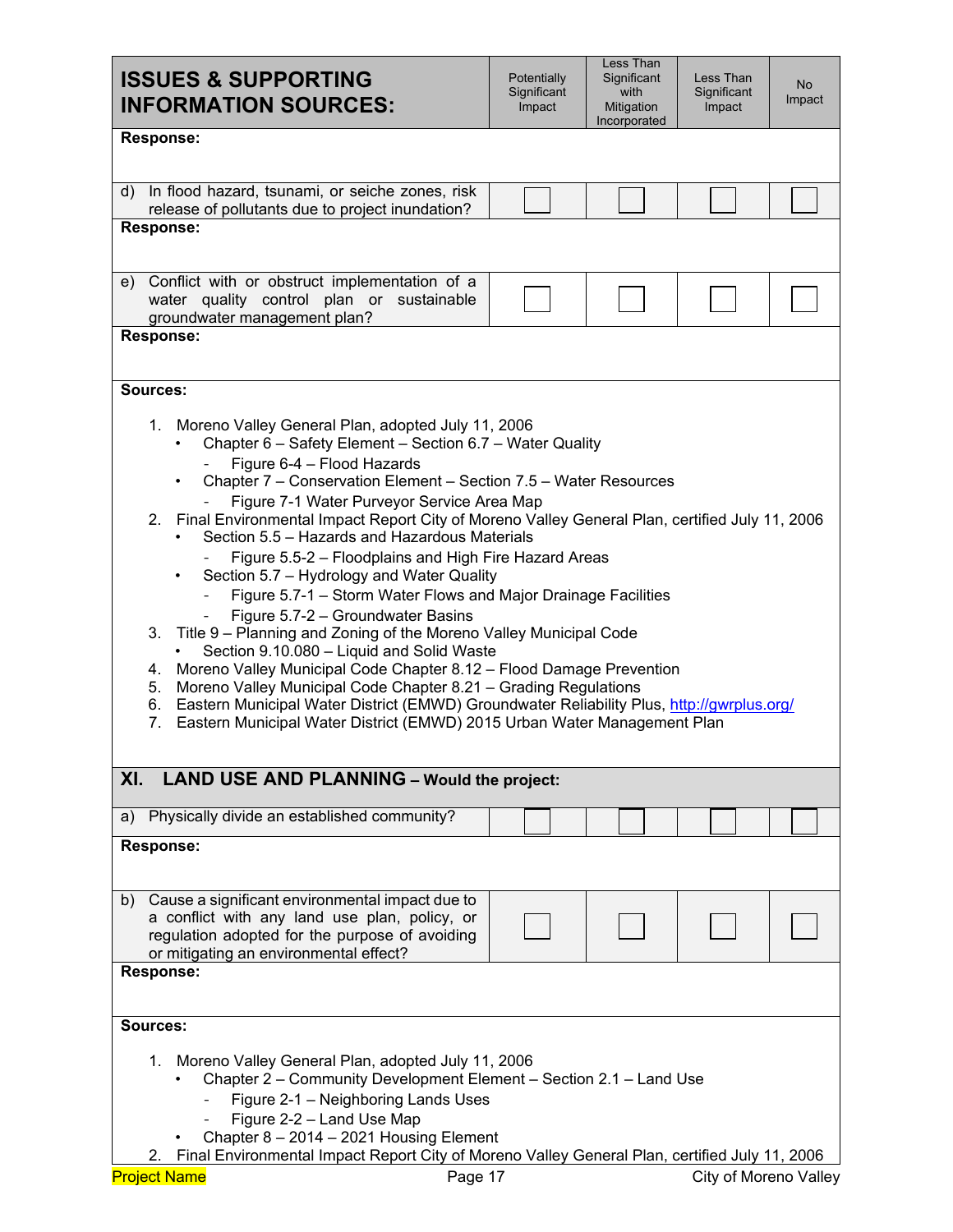| ISSUES & SUPPORTING INFORMATION SOURCES: | Potentially Significant Impact | Less Than Significant with Mitigation Incorporated | Less Than Significant Impact | No Impact |
|---|---|---|---|---|
| **Response:** | | | | |
| d) In flood hazard, tsunami, or seiche zones, risk release of pollutants due to project inundation? | ☐ | ☐ | ☐ | ☐ |
| **Response:** | | | | |
| e) Conflict with or obstruct implementation of a water quality control plan or sustainable groundwater management plan? | ☐ | ☐ | ☐ | ☐ |
| **Response:** | | | | |

**Sources:**

1. Moreno Valley General Plan, adopted July 11, 2006
   - Chapter 6 – Safety Element – Section 6.7 – Water Quality
     - Figure 6-4 – Flood Hazards
   - Chapter 7 – Conservation Element – Section 7.5 – Water Resources
     - Figure 7-1 Water Purveyor Service Area Map
2. Final Environmental Impact Report City of Moreno Valley General Plan, certified July 11, 2006
   - Section 5.5 – Hazards and Hazardous Materials
     - Figure 5.5-2 – Floodplains and High Fire Hazard Areas
   - Section 5.7 – Hydrology and Water Quality
     - Figure 5.7-1 – Storm Water Flows and Major Drainage Facilities
     - Figure 5.7-2 – Groundwater Basins
3. Title 9 – Planning and Zoning of the Moreno Valley Municipal Code
   - Section 9.10.080 – Liquid and Solid Waste
4. Moreno Valley Municipal Code Chapter 8.12 – Flood Damage Prevention
5. Moreno Valley Municipal Code Chapter 8.21 – Grading Regulations
6. Eastern Municipal Water District (EMWD) Groundwater Reliability Plus, http://gwrplus.org/
7. Eastern Municipal Water District (EMWD) 2015 Urban Water Management Plan

## XI. LAND USE AND PLANNING – Would the project:

| | Potentially Significant Impact | Less Than Significant with Mitigation Incorporated | Less Than Significant Impact | No Impact |
|---|---|---|---|---|
| a) Physically divide an established community? | ☐ | ☐ | ☐ | ☐ |
| **Response:** | | | | |
| b) Cause a significant environmental impact due to a conflict with any land use plan, policy, or regulation adopted for the purpose of avoiding or mitigating an environmental effect? | ☐ | ☐ | ☐ | ☐ |
| **Response:** | | | | |

**Sources:**

1. Moreno Valley General Plan, adopted July 11, 2006
   - Chapter 2 – Community Development Element – Section 2.1 – Land Use
     - Figure 2-1 – Neighboring Lands Uses
     - Figure 2-2 – Land Use Map
   - Chapter 8 – 2014 – 2021 Housing Element
2. Final Environmental Impact Report City of Moreno Valley General Plan, certified July 11, 2006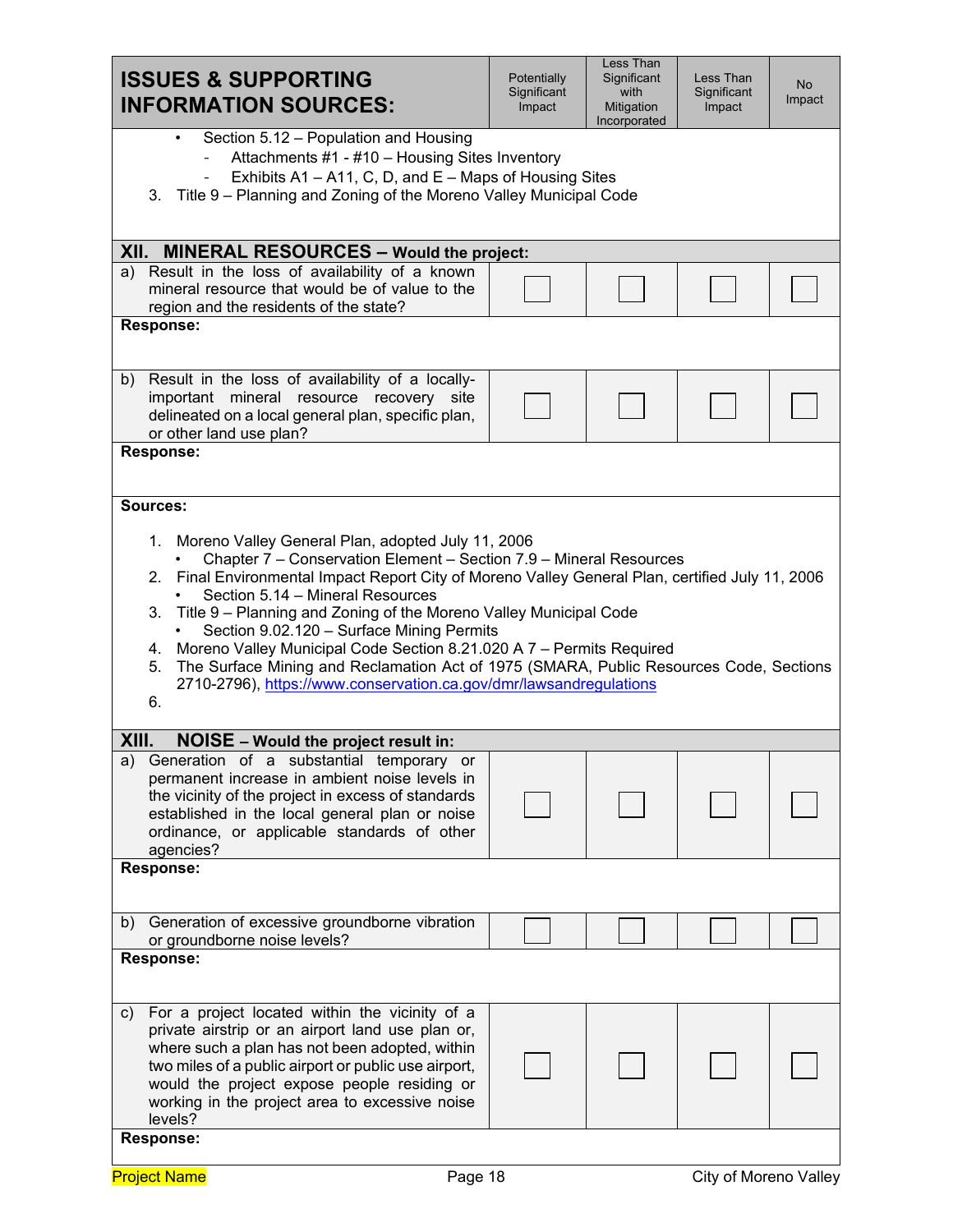| ISSUES & SUPPORTING INFORMATION SOURCES: | Potentially Significant Impact | Less Than Significant with Mitigation Incorporated | Less Than Significant Impact | No Impact |
|---|---|---|---|---|

- Section 5.12 – Population and Housing
  - Attachments #1 - #10 – Housing Sites Inventory
  - Exhibits A1 – A11, C, D, and E – Maps of Housing Sites
3. Title 9 – Planning and Zoning of the Moreno Valley Municipal Code

## XII. MINERAL RESOURCES – Would the project:

| | Potentially Significant Impact | Less Than Significant with Mitigation Incorporated | Less Than Significant Impact | No Impact |
|---|---|---|---|---|
| a) Result in the loss of availability of a known mineral resource that would be of value to the region and the residents of the state? | ☐ | ☐ | ☐ | ☐ |

**Response:**

| | Potentially Significant Impact | Less Than Significant with Mitigation Incorporated | Less Than Significant Impact | No Impact |
|---|---|---|---|---|
| b) Result in the loss of availability of a locally-important mineral resource recovery site delineated on a local general plan, specific plan, or other land use plan? | ☐ | ☐ | ☐ | ☐ |

**Response:**

**Sources:**

1. Moreno Valley General Plan, adopted July 11, 2006
   - Chapter 7 – Conservation Element – Section 7.9 – Mineral Resources
2. Final Environmental Impact Report City of Moreno Valley General Plan, certified July 11, 2006
   - Section 5.14 – Mineral Resources
3. Title 9 – Planning and Zoning of the Moreno Valley Municipal Code
   - Section 9.02.120 – Surface Mining Permits
4. Moreno Valley Municipal Code Section 8.21.020 A 7 – Permits Required
5. The Surface Mining and Reclamation Act of 1975 (SMARA, Public Resources Code, Sections 2710-2796), https://www.conservation.ca.gov/dmr/lawsandregulations
6.

## XIII. NOISE – Would the project result in:

| | Potentially Significant Impact | Less Than Significant with Mitigation Incorporated | Less Than Significant Impact | No Impact |
|---|---|---|---|---|
| a) Generation of a substantial temporary or permanent increase in ambient noise levels in the vicinity of the project in excess of standards established in the local general plan or noise ordinance, or applicable standards of other agencies? | ☐ | ☐ | ☐ | ☐ |

**Response:**

| | Potentially Significant Impact | Less Than Significant with Mitigation Incorporated | Less Than Significant Impact | No Impact |
|---|---|---|---|---|
| b) Generation of excessive groundborne vibration or groundborne noise levels? | ☐ | ☐ | ☐ | ☐ |

**Response:**

| | Potentially Significant Impact | Less Than Significant with Mitigation Incorporated | Less Than Significant Impact | No Impact |
|---|---|---|---|---|
| c) For a project located within the vicinity of a private airstrip or an airport land use plan or, where such a plan has not been adopted, within two miles of a public airport or public use airport, would the project expose people residing or working in the project area to excessive noise levels? | ☐ | ☐ | ☐ | ☐ |

**Response:**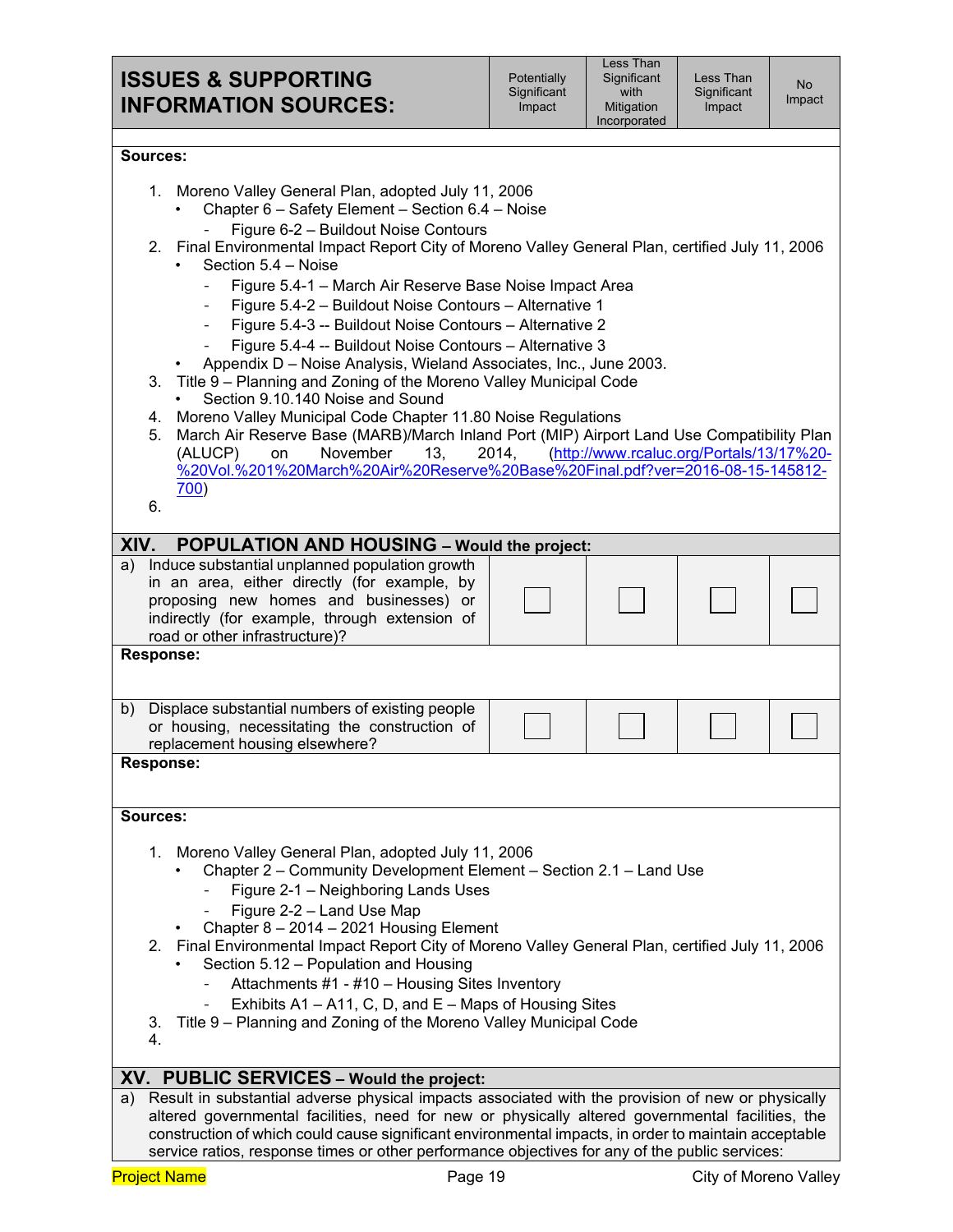| ISSUES & SUPPORTING INFORMATION SOURCES: | Potentially Significant Impact | Less Than Significant with Mitigation Incorporated | Less Than Significant Impact | No Impact |
|---|---|---|---|---|

**Sources:**

1. Moreno Valley General Plan, adopted July 11, 2006
   - Chapter 6 – Safety Element – Section 6.4 – Noise
     - Figure 6-2 – Buildout Noise Contours
2. Final Environmental Impact Report City of Moreno Valley General Plan, certified July 11, 2006
   - Section 5.4 – Noise
     - Figure 5.4-1 – March Air Reserve Base Noise Impact Area
     - Figure 5.4-2 – Buildout Noise Contours – Alternative 1
     - Figure 5.4-3 -- Buildout Noise Contours – Alternative 2
     - Figure 5.4-4 -- Buildout Noise Contours – Alternative 3
   - Appendix D – Noise Analysis, Wieland Associates, Inc., June 2003.
3. Title 9 – Planning and Zoning of the Moreno Valley Municipal Code
   - Section 9.10.140 Noise and Sound
4. Moreno Valley Municipal Code Chapter 11.80 Noise Regulations
5. March Air Reserve Base (MARB)/March Inland Port (MIP) Airport Land Use Compatibility Plan (ALUCP) on November 13, 2014, (http://www.rcaluc.org/Portals/13/17%20-%20Vol.%201%20March%20Air%20Reserve%20Base%20Final.pdf?ver=2016-08-15-145812-700)
6.

## XIV. POPULATION AND HOUSING – Would the project:

| | Potentially Significant Impact | Less Than Significant with Mitigation Incorporated | Less Than Significant Impact | No Impact |
|---|---|---|---|---|
| a) Induce substantial unplanned population growth in an area, either directly (for example, by proposing new homes and businesses) or indirectly (for example, through extension of road or other infrastructure)? | ☐ | ☐ | ☐ | ☐ |

**Response:**

| | Potentially Significant Impact | Less Than Significant with Mitigation Incorporated | Less Than Significant Impact | No Impact |
|---|---|---|---|---|
| b) Displace substantial numbers of existing people or housing, necessitating the construction of replacement housing elsewhere? | ☐ | ☐ | ☐ | ☐ |

**Response:**

**Sources:**

1. Moreno Valley General Plan, adopted July 11, 2006
   - Chapter 2 – Community Development Element – Section 2.1 – Land Use
     - Figure 2-1 – Neighboring Lands Uses
     - Figure 2-2 – Land Use Map
   - Chapter 8 – 2014 – 2021 Housing Element
2. Final Environmental Impact Report City of Moreno Valley General Plan, certified July 11, 2006
   - Section 5.12 – Population and Housing
     - Attachments #1 - #10 – Housing Sites Inventory
     - Exhibits A1 – A11, C, D, and E – Maps of Housing Sites
3. Title 9 – Planning and Zoning of the Moreno Valley Municipal Code
4.

## XV. PUBLIC SERVICES – Would the project:

a) Result in substantial adverse physical impacts associated with the provision of new or physically altered governmental facilities, need for new or physically altered governmental facilities, the construction of which could cause significant environmental impacts, in order to maintain acceptable service ratios, response times or other performance objectives for any of the public services: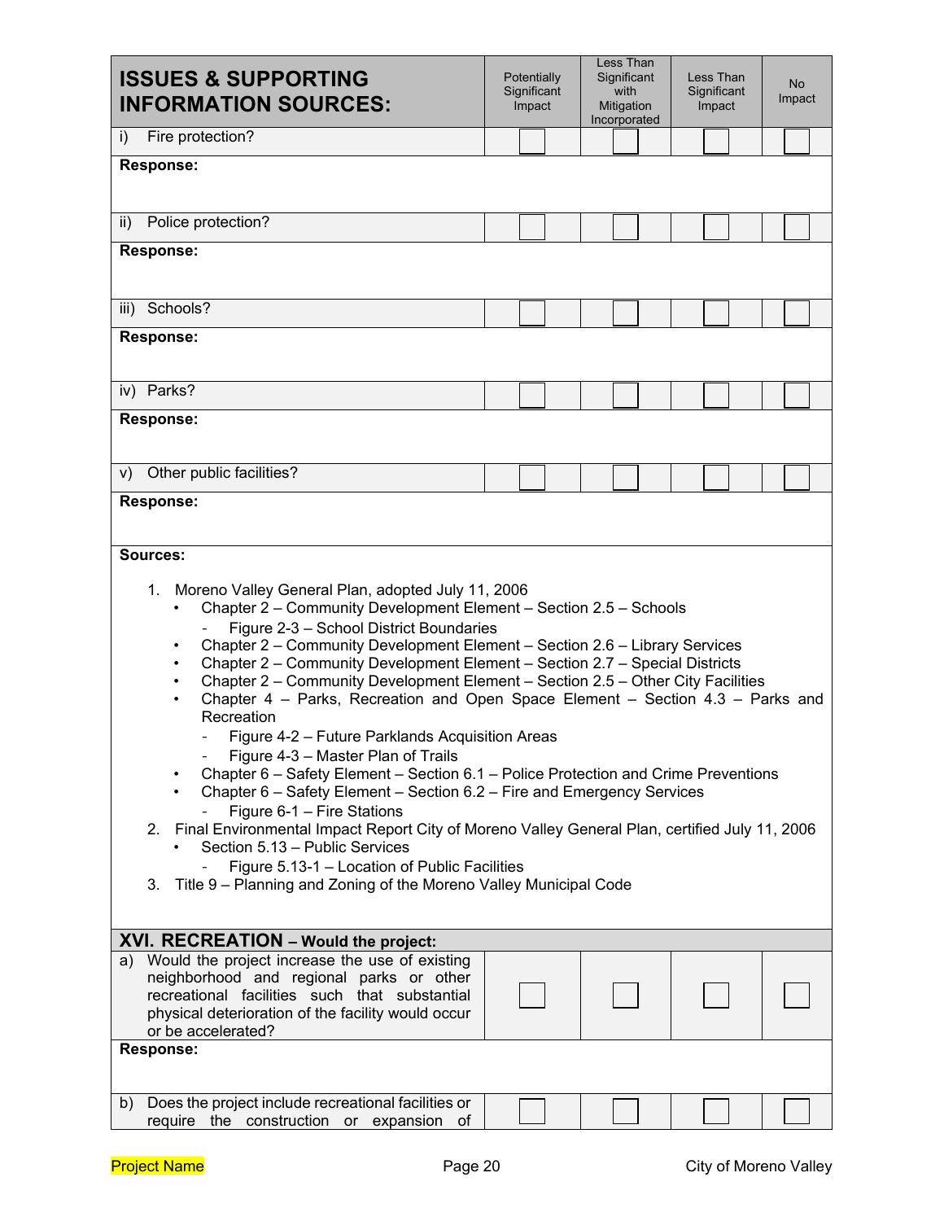| ISSUES & SUPPORTING INFORMATION SOURCES: | Potentially Significant Impact | Less Than Significant with Mitigation Incorporated | Less Than Significant Impact | No Impact |
|---|---|---|---|---|
| i) Fire protection? | ☐ | ☐ | ☐ | ☐ |
| **Response:** | | | | |
| ii) Police protection? | ☐ | ☐ | ☐ | ☐ |
| **Response:** | | | | |
| iii) Schools? | ☐ | ☐ | ☐ | ☐ |
| **Response:** | | | | |
| iv) Parks? | ☐ | ☐ | ☐ | ☐ |
| **Response:** | | | | |
| v) Other public facilities? | ☐ | ☐ | ☐ | ☐ |
| **Response:** | | | | |

**Sources:**

1. Moreno Valley General Plan, adopted July 11, 2006
   - Chapter 2 – Community Development Element – Section 2.5 – Schools
     - Figure 2-3 – School District Boundaries
   - Chapter 2 – Community Development Element – Section 2.6 – Library Services
   - Chapter 2 – Community Development Element – Section 2.7 – Special Districts
   - Chapter 2 – Community Development Element – Section 2.5 – Other City Facilities
   - Chapter 4 – Parks, Recreation and Open Space Element – Section 4.3 – Parks and Recreation
     - Figure 4-2 – Future Parklands Acquisition Areas
     - Figure 4-3 – Master Plan of Trails
   - Chapter 6 – Safety Element – Section 6.1 – Police Protection and Crime Preventions
   - Chapter 6 – Safety Element – Section 6.2 – Fire and Emergency Services
     - Figure 6-1 – Fire Stations
2. Final Environmental Impact Report City of Moreno Valley General Plan, certified July 11, 2006
   - Section 5.13 – Public Services
     - Figure 5.13-1 – Location of Public Facilities
3. Title 9 – Planning and Zoning of the Moreno Valley Municipal Code

## XVI. RECREATION – Would the project:

| | Potentially Significant Impact | Less Than Significant with Mitigation Incorporated | Less Than Significant Impact | No Impact |
|---|---|---|---|---|
| a) Would the project increase the use of existing neighborhood and regional parks or other recreational facilities such that substantial physical deterioration of the facility would occur or be accelerated? | ☐ | ☐ | ☐ | ☐ |
| **Response:** | | | | |
| b) Does the project include recreational facilities or require the construction or expansion of | ☐ | ☐ | ☐ | ☐ |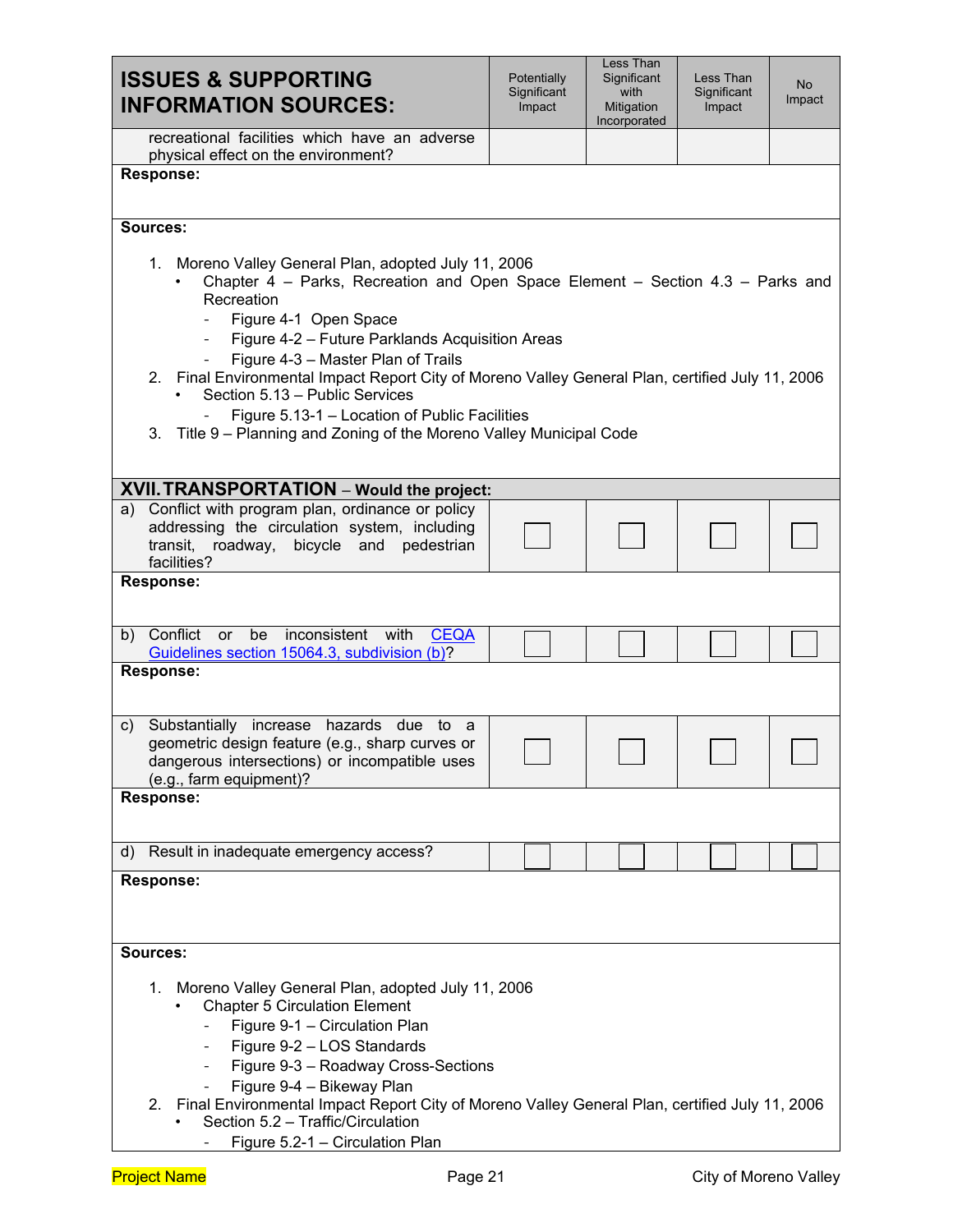| ISSUES & SUPPORTING INFORMATION SOURCES: | Potentially Significant Impact | Less Than Significant with Mitigation Incorporated | Less Than Significant Impact | No Impact |
|---|---|---|---|---|
| recreational facilities which have an adverse physical effect on the environment? | | | | |

**Response:**

**Sources:**

1. Moreno Valley General Plan, adopted July 11, 2006
   - Chapter 4 – Parks, Recreation and Open Space Element – Section 4.3 – Parks and Recreation
     - Figure 4-1 Open Space
     - Figure 4-2 – Future Parklands Acquisition Areas
     - Figure 4-3 – Master Plan of Trails
2. Final Environmental Impact Report City of Moreno Valley General Plan, certified July 11, 2006
   - Section 5.13 – Public Services
     - Figure 5.13-1 – Location of Public Facilities
3. Title 9 – Planning and Zoning of the Moreno Valley Municipal Code

## XVII. TRANSPORTATION – Would the project:

| | Potentially Significant Impact | Less Than Significant with Mitigation Incorporated | Less Than Significant Impact | No Impact |
|---|---|---|---|---|
| a) Conflict with program plan, ordinance or policy addressing the circulation system, including transit, roadway, bicycle and pedestrian facilities? | ☐ | ☐ | ☐ | ☐ |

**Response:**

| | | | | |
|---|---|---|---|---|
| b) Conflict or be inconsistent with [CEQA Guidelines section 15064.3, subdivision (b)]? | ☐ | ☐ | ☐ | ☐ |

**Response:**

| | | | | |
|---|---|---|---|---|
| c) Substantially increase hazards due to a geometric design feature (e.g., sharp curves or dangerous intersections) or incompatible uses (e.g., farm equipment)? | ☐ | ☐ | ☐ | ☐ |

**Response:**

| | | | | |
|---|---|---|---|---|
| d) Result in inadequate emergency access? | ☐ | ☐ | ☐ | ☐ |

**Response:**

**Sources:**

1. Moreno Valley General Plan, adopted July 11, 2006
   - Chapter 5 Circulation Element
     - Figure 9-1 – Circulation Plan
     - Figure 9-2 – LOS Standards
     - Figure 9-3 – Roadway Cross-Sections
     - Figure 9-4 – Bikeway Plan
2. Final Environmental Impact Report City of Moreno Valley General Plan, certified July 11, 2006
   - Section 5.2 – Traffic/Circulation
     - Figure 5.2-1 – Circulation Plan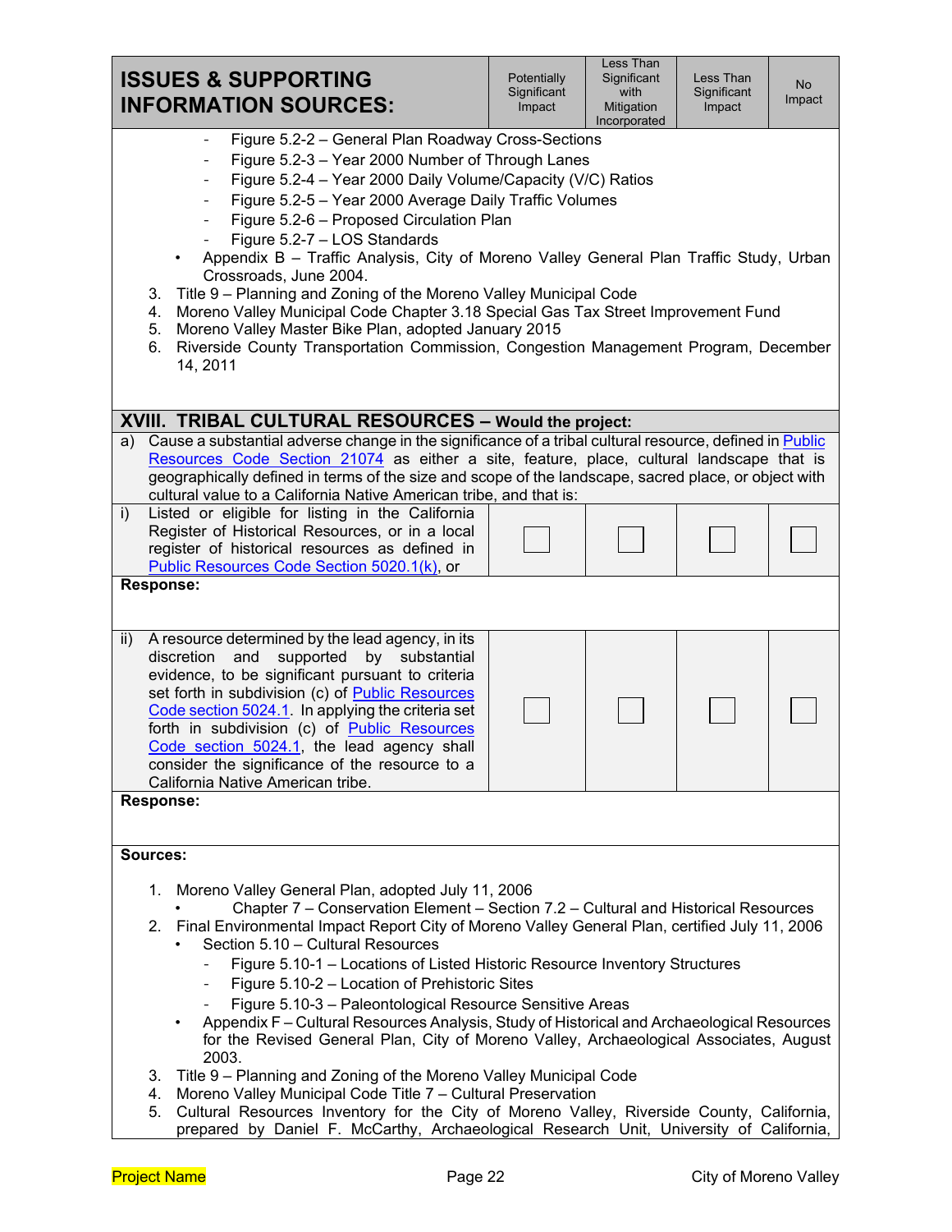| ISSUES & SUPPORTING INFORMATION SOURCES: | Potentially Significant Impact | Less Than Significant with Mitigation Incorporated | Less Than Significant Impact | No Impact |
|---|---|---|---|---|

- Figure 5.2-2 – General Plan Roadway Cross-Sections
- Figure 5.2-3 – Year 2000 Number of Through Lanes
- Figure 5.2-4 – Year 2000 Daily Volume/Capacity (V/C) Ratios
- Figure 5.2-5 – Year 2000 Average Daily Traffic Volumes
- Figure 5.2-6 – Proposed Circulation Plan
- Figure 5.2-7 – LOS Standards

- Appendix B – Traffic Analysis, City of Moreno Valley General Plan Traffic Study, Urban Crossroads, June 2004.

3. Title 9 – Planning and Zoning of the Moreno Valley Municipal Code
4. Moreno Valley Municipal Code Chapter 3.18 Special Gas Tax Street Improvement Fund
5. Moreno Valley Master Bike Plan, adopted January 2015
6. Riverside County Transportation Commission, Congestion Management Program, December 14, 2011

## XVIII. TRIBAL CULTURAL RESOURCES – Would the project:

a) Cause a substantial adverse change in the significance of a tribal cultural resource, defined in Public Resources Code Section 21074 as either a site, feature, place, cultural landscape that is geographically defined in terms of the size and scope of the landscape, sacred place, or object with cultural value to a California Native American tribe, and that is:

| | Potentially Significant Impact | Less Than Significant with Mitigation Incorporated | Less Than Significant Impact | No Impact |
|---|---|---|---|---|
| i) Listed or eligible for listing in the California Register of Historical Resources, or in a local register of historical resources as defined in Public Resources Code Section 5020.1(k), or | ☐ | ☐ | ☐ | ☐ |

**Response:**

| | Potentially Significant Impact | Less Than Significant with Mitigation Incorporated | Less Than Significant Impact | No Impact |
|---|---|---|---|---|
| ii) A resource determined by the lead agency, in its discretion and supported by substantial evidence, to be significant pursuant to criteria set forth in subdivision (c) of Public Resources Code section 5024.1. In applying the criteria set forth in subdivision (c) of Public Resources Code section 5024.1, the lead agency shall consider the significance of the resource to a California Native American tribe. | ☐ | ☐ | ☐ | ☐ |

**Response:**

**Sources:**

1. Moreno Valley General Plan, adopted July 11, 2006
   - Chapter 7 – Conservation Element – Section 7.2 – Cultural and Historical Resources
2. Final Environmental Impact Report City of Moreno Valley General Plan, certified July 11, 2006
   - Section 5.10 – Cultural Resources
     - Figure 5.10-1 – Locations of Listed Historic Resource Inventory Structures
     - Figure 5.10-2 – Location of Prehistoric Sites
     - Figure 5.10-3 – Paleontological Resource Sensitive Areas
   - Appendix F – Cultural Resources Analysis, Study of Historical and Archaeological Resources for the Revised General Plan, City of Moreno Valley, Archaeological Associates, August 2003.
3. Title 9 – Planning and Zoning of the Moreno Valley Municipal Code
4. Moreno Valley Municipal Code Title 7 – Cultural Preservation
5. Cultural Resources Inventory for the City of Moreno Valley, Riverside County, California, prepared by Daniel F. McCarthy, Archaeological Research Unit, University of California,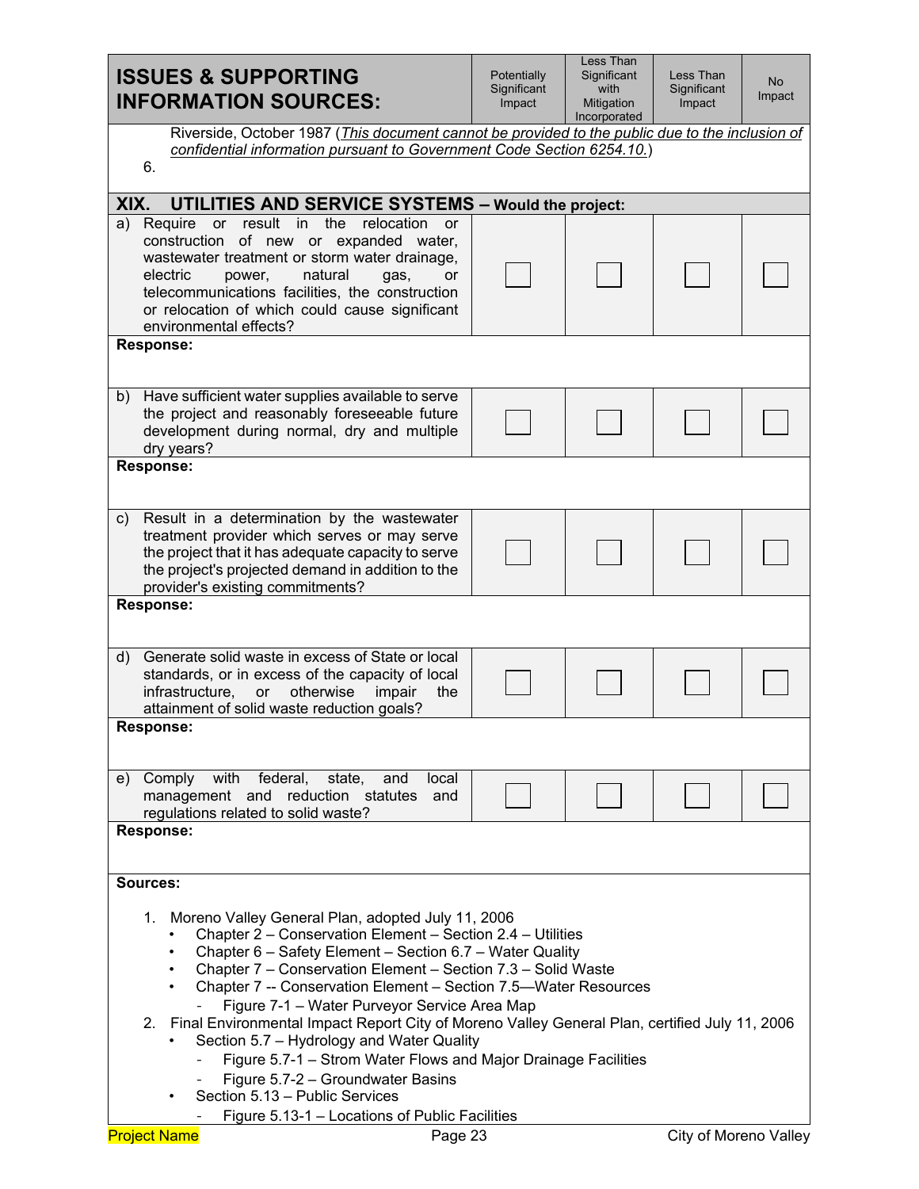| ISSUES & SUPPORTING INFORMATION SOURCES: | Potentially Significant Impact | Less Than Significant with Mitigation Incorporated | Less Than Significant Impact | No Impact |
|---|---|---|---|---|

Riverside, October 1987 (*<u>This document cannot be provided to the public due to the inclusion of confidential information pursuant to Government Code Section 6254.10.</u>*)

6.

## XIX. UTILITIES AND SERVICE SYSTEMS – Would the project:

| | Potentially Significant Impact | Less Than Significant with Mitigation Incorporated | Less Than Significant Impact | No Impact |
|---|---|---|---|---|
| a) Require or result in the relocation or construction of new or expanded water, wastewater treatment or storm water drainage, electric power, natural gas, or telecommunications facilities, the construction or relocation of which could cause significant environmental effects? | ☐ | ☐ | ☐ | ☐ |

**Response:**

| | Potentially Significant Impact | Less Than Significant with Mitigation Incorporated | Less Than Significant Impact | No Impact |
|---|---|---|---|---|
| b) Have sufficient water supplies available to serve the project and reasonably foreseeable future development during normal, dry and multiple dry years? | ☐ | ☐ | ☐ | ☐ |

**Response:**

| | Potentially Significant Impact | Less Than Significant with Mitigation Incorporated | Less Than Significant Impact | No Impact |
|---|---|---|---|---|
| c) Result in a determination by the wastewater treatment provider which serves or may serve the project that it has adequate capacity to serve the project's projected demand in addition to the provider's existing commitments? | ☐ | ☐ | ☐ | ☐ |

**Response:**

| | Potentially Significant Impact | Less Than Significant with Mitigation Incorporated | Less Than Significant Impact | No Impact |
|---|---|---|---|---|
| d) Generate solid waste in excess of State or local standards, or in excess of the capacity of local infrastructure, or otherwise impair the attainment of solid waste reduction goals? | ☐ | ☐ | ☐ | ☐ |

**Response:**

| | Potentially Significant Impact | Less Than Significant with Mitigation Incorporated | Less Than Significant Impact | No Impact |
|---|---|---|---|---|
| e) Comply with federal, state, and local management and reduction statutes and regulations related to solid waste? | ☐ | ☐ | ☐ | ☐ |

**Response:**

**Sources:**

1. Moreno Valley General Plan, adopted July 11, 2006
   - Chapter 2 – Conservation Element – Section 2.4 – Utilities
   - Chapter 6 – Safety Element – Section 6.7 – Water Quality
   - Chapter 7 – Conservation Element – Section 7.3 – Solid Waste
   - Chapter 7 -- Conservation Element – Section 7.5—Water Resources
     - Figure 7-1 – Water Purveyor Service Area Map
2. Final Environmental Impact Report City of Moreno Valley General Plan, certified July 11, 2006
   - Section 5.7 – Hydrology and Water Quality
     - Figure 5.7-1 – Strom Water Flows and Major Drainage Facilities
     - Figure 5.7-2 – Groundwater Basins
   - Section 5.13 – Public Services
     - Figure 5.13-1 – Locations of Public Facilities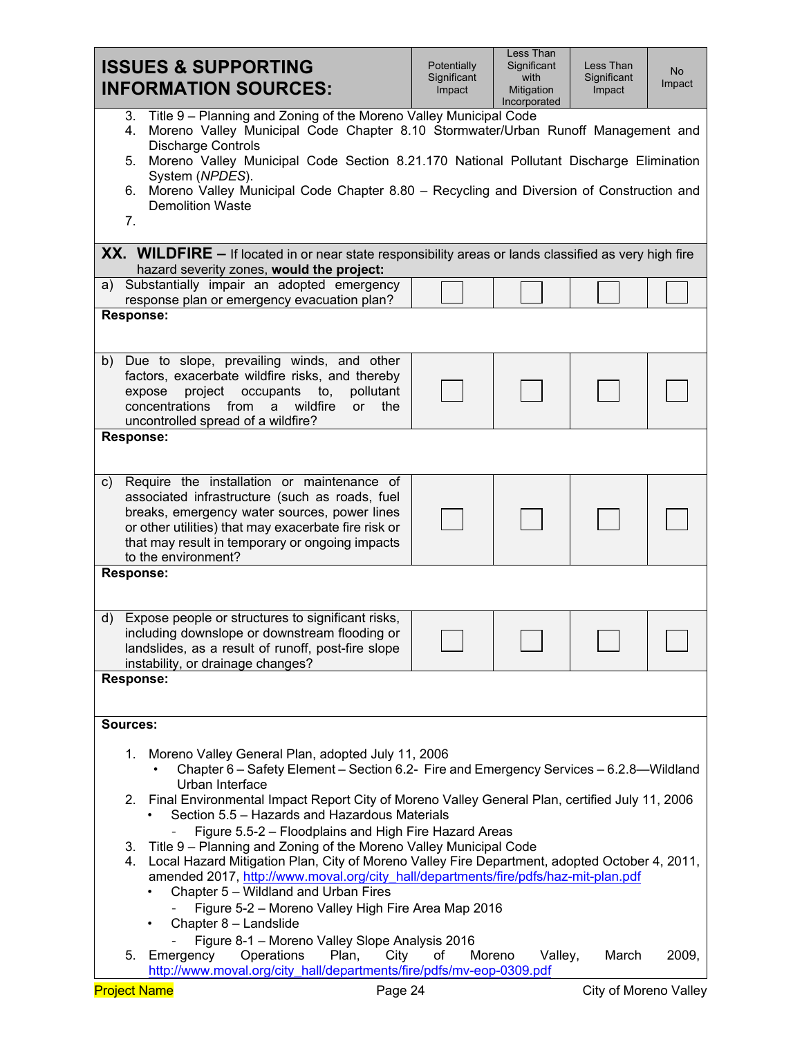| ISSUES & SUPPORTING INFORMATION SOURCES: | Potentially Significant Impact | Less Than Significant with Mitigation Incorporated | Less Than Significant Impact | No Impact |
|---|---|---|---|---|

3. Title 9 – Planning and Zoning of the Moreno Valley Municipal Code
4. Moreno Valley Municipal Code Chapter 8.10 Stormwater/Urban Runoff Management and Discharge Controls
5. Moreno Valley Municipal Code Section 8.21.170 National Pollutant Discharge Elimination System (*NPDES*).
6. Moreno Valley Municipal Code Chapter 8.80 – Recycling and Diversion of Construction and Demolition Waste
7.

## XX. WILDFIRE – If located in or near state responsibility areas or lands classified as very high fire hazard severity zones, **would the project:**

| | Potentially Significant Impact | Less Than Significant with Mitigation Incorporated | Less Than Significant Impact | No Impact |
|---|---|---|---|---|
| a) Substantially impair an adopted emergency response plan or emergency evacuation plan? | ☐ | ☐ | ☐ | ☐ |

**Response:**

| | Potentially Significant Impact | Less Than Significant with Mitigation Incorporated | Less Than Significant Impact | No Impact |
|---|---|---|---|---|
| b) Due to slope, prevailing winds, and other factors, exacerbate wildfire risks, and thereby expose project occupants to, pollutant concentrations from a wildfire or the uncontrolled spread of a wildfire? | ☐ | ☐ | ☐ | ☐ |

**Response:**

| | Potentially Significant Impact | Less Than Significant with Mitigation Incorporated | Less Than Significant Impact | No Impact |
|---|---|---|---|---|
| c) Require the installation or maintenance of associated infrastructure (such as roads, fuel breaks, emergency water sources, power lines or other utilities) that may exacerbate fire risk or that may result in temporary or ongoing impacts to the environment? | ☐ | ☐ | ☐ | ☐ |

**Response:**

| | Potentially Significant Impact | Less Than Significant with Mitigation Incorporated | Less Than Significant Impact | No Impact |
|---|---|---|---|---|
| d) Expose people or structures to significant risks, including downslope or downstream flooding or landslides, as a result of runoff, post-fire slope instability, or drainage changes? | ☐ | ☐ | ☐ | ☐ |

**Response:**

**Sources:**

1. Moreno Valley General Plan, adopted July 11, 2006
   - Chapter 6 – Safety Element – Section 6.2- Fire and Emergency Services – 6.2.8—Wildland Urban Interface
2. Final Environmental Impact Report City of Moreno Valley General Plan, certified July 11, 2006
   - Section 5.5 – Hazards and Hazardous Materials
     - Figure 5.5-2 – Floodplains and High Fire Hazard Areas
3. Title 9 – Planning and Zoning of the Moreno Valley Municipal Code
4. Local Hazard Mitigation Plan, City of Moreno Valley Fire Department, adopted October 4, 2011, amended 2017, http://www.moval.org/city_hall/departments/fire/pdfs/haz-mit-plan.pdf
   - Chapter 5 – Wildland and Urban Fires
     - Figure 5-2 – Moreno Valley High Fire Area Map 2016
   - Chapter 8 – Landslide
     - Figure 8-1 – Moreno Valley Slope Analysis 2016
5. Emergency Operations Plan, City of Moreno Valley, March 2009, http://www.moval.org/city_hall/departments/fire/pdfs/mv-eop-0309.pdf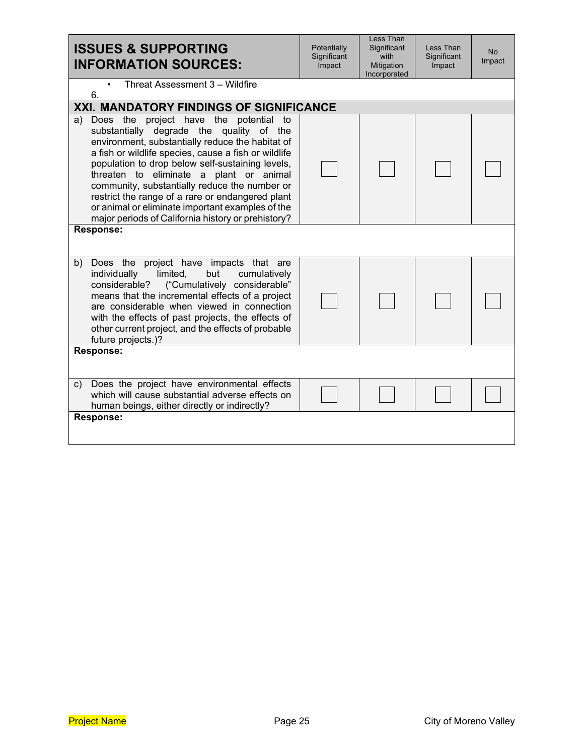| ISSUES & SUPPORTING INFORMATION SOURCES: | Potentially Significant Impact | Less Than Significant with Mitigation Incorporated | Less Than Significant Impact | No Impact |
|---|---|---|---|---|
| • Threat Assessment 3 – Wildfire<br>6. | | | | |
| **XXI. MANDATORY FINDINGS OF SIGNIFICANCE** | | | | |
| a) Does the project have the potential to substantially degrade the quality of the environment, substantially reduce the habitat of a fish or wildlife species, cause a fish or wildlife population to drop below self-sustaining levels, threaten to eliminate a plant or animal community, substantially reduce the number or restrict the range of a rare or endangered plant or animal or eliminate important examples of the major periods of California history or prehistory? | ☐ | ☐ | ☐ | ☐ |
| **Response:** | | | | |
| b) Does the project have impacts that are individually limited, but cumulatively considerable? ("Cumulatively considerable" means that the incremental effects of a project are considerable when viewed in connection with the effects of past projects, the effects of other current project, and the effects of probable future projects.)? | ☐ | ☐ | ☐ | ☐ |
| **Response:** | | | | |
| c) Does the project have environmental effects which will cause substantial adverse effects on human beings, either directly or indirectly? | ☐ | ☐ | ☐ | ☐ |
| **Response:** | | | | |